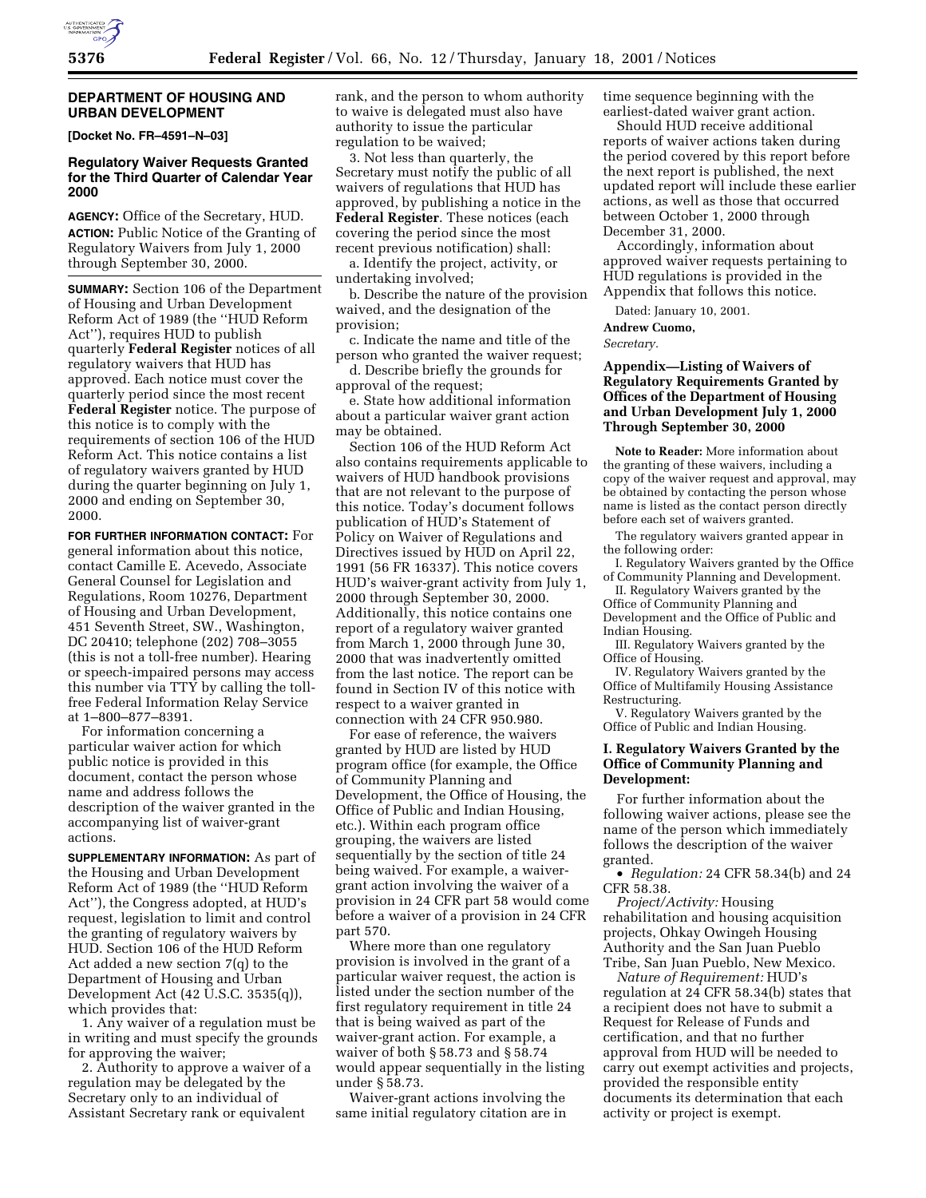## DEPARTMENT OF HOUSING AND URBAN DEVELOPMENT

**[Docket No. FR–4591–N–03]**

### Regulatory Waiver Requests Granted for the Third Quarter of Calendar Year 2000

**AGENCY:** Office of the Secretary, HUD.

**ACTION:** Public Notice of the Granting of Regulatory Waivers from July 1, 2000 through September 30, 2000.

**SUMMARY:** Section 106 of the Department of Housing and Urban Development Reform Act of 1989 (the ''HUD Reform Act''), requires HUD to publish quarterly **Federal Register** notices of all regulatory waivers that HUD has approved. Each notice must cover the quarterly period since the most recent **Federal Register** notice. The purpose of this notice is to comply with the requirements of section 106 of the HUD Reform Act. This notice contains a list of regulatory waivers granted by HUD during the quarter beginning on July 1, 2000 and ending on September 30, 2000.

**FOR FURTHER INFORMATION CONTACT:** For general information about this notice, contact Camille E. Acevedo, Associate General Counsel for Legislation and Regulations, Room 10276, Department of Housing and Urban Development, 451 Seventh Street, SW., Washington, DC 20410; telephone (202) 708–3055 (this is not a toll-free number). Hearing or speech-impaired persons may access this number via TTY by calling the toll-free Federal Information Relay Service at 1–800–877–8391.

For information concerning a particular waiver action for which public notice is provided in this document, contact the person whose name and address follows the description of the waiver granted in the accompanying list of waiver-grant actions.

**SUPPLEMENTARY INFORMATION:** As part of the Housing and Urban Development Reform Act of 1989 (the ''HUD Reform Act''), the Congress adopted, at HUD's request, legislation to limit and control the granting of regulatory waivers by HUD. Section 106 of the HUD Reform Act added a new section 7(q) to the Department of Housing and Urban Development Act (42 U.S.C. 3535(q)), which provides that:

1. Any waiver of a regulation must be in writing and must specify the grounds for approving the waiver;

2. Authority to approve a waiver of a regulation may be delegated by the Secretary only to an individual of Assistant Secretary rank or equivalent rank, and the person to whom authority to waive is delegated must also have authority to issue the particular regulation to be waived;

3. Not less than quarterly, the Secretary must notify the public of all waivers of regulations that HUD has approved, by publishing a notice in the **Federal Register**. These notices (each covering the period since the most recent previous notification) shall:

a. Identify the project, activity, or undertaking involved;

b. Describe the nature of the provision waived, and the designation of the provision;

c. Indicate the name and title of the person who granted the waiver request;

d. Describe briefly the grounds for approval of the request;

e. State how additional information about a particular waiver grant action may be obtained.

Section 106 of the HUD Reform Act also contains requirements applicable to waivers of HUD handbook provisions that are not relevant to the purpose of this notice. Today's document follows publication of HUD's Statement of Policy on Waiver of Regulations and Directives issued by HUD on April 22, 1991 (56 FR 16337). This notice covers HUD's waiver-grant activity from July 1, 2000 through September 30, 2000. Additionally, this notice contains one report of a regulatory waiver granted from March 1, 2000 through June 30, 2000 that was inadvertently omitted from the last notice. The report can be found in Section IV of this notice with respect to a waiver granted in connection with 24 CFR 950.980.

For ease of reference, the waivers granted by HUD are listed by HUD program office (for example, the Office of Community Planning and Development, the Office of Housing, the Office of Public and Indian Housing, etc.). Within each program office grouping, the waivers are listed sequentially by the section of title 24 being waived. For example, a waiver-grant action involving the waiver of a provision in 24 CFR part 58 would come before a waiver of a provision in 24 CFR part 570.

Where more than one regulatory provision is involved in the grant of a particular waiver request, the action is listed under the section number of the first regulatory requirement in title 24 that is being waived as part of the waiver-grant action. For example, a waiver of both § 58.73 and § 58.74 would appear sequentially in the listing under § 58.73.

Waiver-grant actions involving the same initial regulatory citation are in time sequence beginning with the earliest-dated waiver grant action.

Should HUD receive additional reports of waiver actions taken during the period covered by this report before the next report is published, the next updated report will include these earlier actions, as well as those that occurred between October 1, 2000 through December 31, 2000.

Accordingly, information about approved waiver requests pertaining to HUD regulations is provided in the Appendix that follows this notice.

Dated: January 10, 2001.

**Andrew Cuomo,**

*Secretary.*

### Appendix—Listing of Waivers of Regulatory Requirements Granted by Offices of the Department of Housing and Urban Development July 1, 2000 Through September 30, 2000

**Note to Reader:** More information about the granting of these waivers, including a copy of the waiver request and approval, may be obtained by contacting the person whose name is listed as the contact person directly before each set of waivers granted.

The regulatory waivers granted appear in the following order:

I. Regulatory Waivers granted by the Office of Community Planning and Development.

II. Regulatory Waivers granted by the Office of Community Planning and Development and the Office of Public and Indian Housing.

III. Regulatory Waivers granted by the Office of Housing.

IV. Regulatory Waivers granted by the Office of Multifamily Housing Assistance Restructuring.

V. Regulatory Waivers granted by the Office of Public and Indian Housing.

### I. Regulatory Waivers Granted by the Office of Community Planning and Development:

For further information about the following waiver actions, please see the name of the person which immediately follows the description of the waiver granted.

- *Regulation:* 24 CFR 58.34(b) and 24 CFR 58.38.

*Project/Activity:* Housing rehabilitation and housing acquisition projects, Ohkay Owingeh Housing Authority and the San Juan Pueblo Tribe, San Juan Pueblo, New Mexico.

*Nature of Requirement:* HUD's regulation at 24 CFR 58.34(b) states that a recipient does not have to submit a Request for Release of Funds and certification, and that no further approval from HUD will be needed to carry out exempt activities and projects, provided the responsible entity documents its determination that each activity or project is exempt.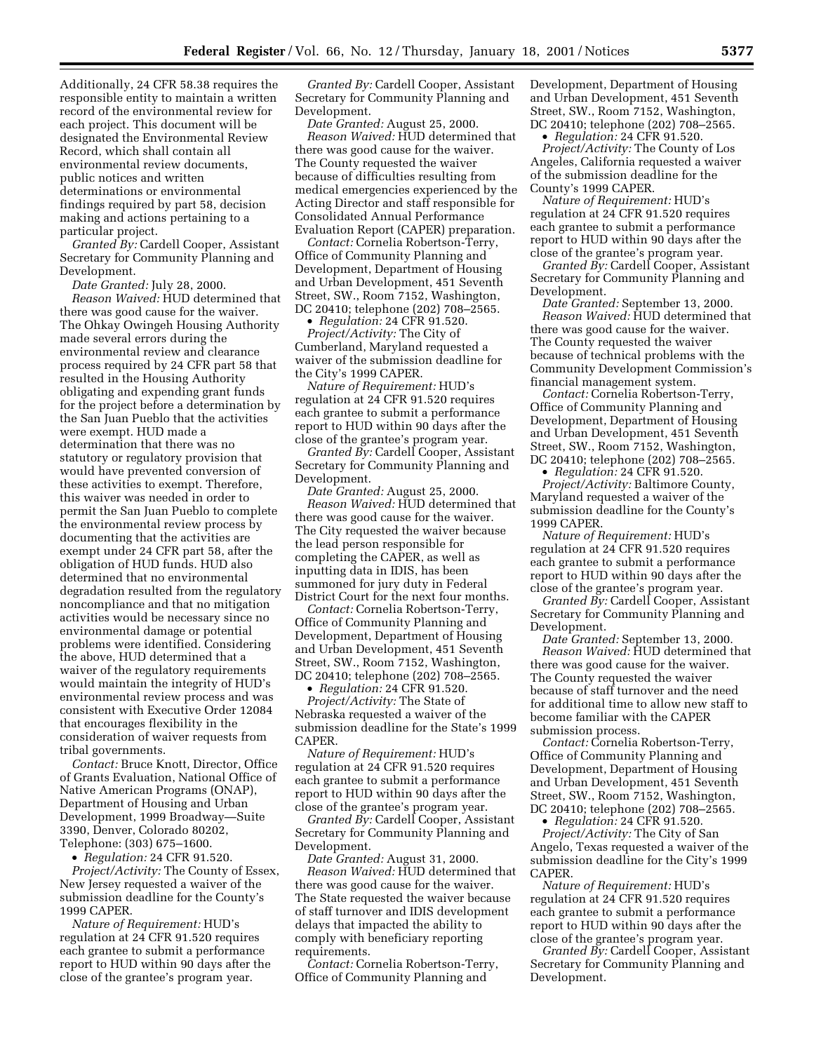Additionally, 24 CFR 58.38 requires the responsible entity to maintain a written record of the environmental review for each project. This document will be designated the Environmental Review Record, which shall contain all environmental review documents, public notices and written determinations or environmental findings required by part 58, decision making and actions pertaining to a particular project.

*Granted By:* Cardell Cooper, Assistant Secretary for Community Planning and Development.

*Date Granted:* July 28, 2000.

*Reason Waived:* HUD determined that there was good cause for the waiver. The Ohkay Owingeh Housing Authority made several errors during the environmental review and clearance process required by 24 CFR part 58 that resulted in the Housing Authority obligating and expending grant funds for the project before a determination by the San Juan Pueblo that the activities were exempt. HUD made a determination that there was no statutory or regulatory provision that would have prevented conversion of these activities to exempt. Therefore, this waiver was needed in order to permit the San Juan Pueblo to complete the environmental review process by documenting that the activities are exempt under 24 CFR part 58, after the obligation of HUD funds. HUD also determined that no environmental degradation resulted from the regulatory noncompliance and that no mitigation activities would be necessary since no environmental damage or potential problems were identified. Considering the above, HUD determined that a waiver of the regulatory requirements would maintain the integrity of HUD's environmental review process and was consistent with Executive Order 12084 that encourages flexibility in the consideration of waiver requests from tribal governments.

*Contact:* Bruce Knott, Director, Office of Grants Evaluation, National Office of Native American Programs (ONAP), Department of Housing and Urban Development, 1999 Broadway—Suite 3390, Denver, Colorado 80202, Telephone: (303) 675–1600.

• *Regulation:* 24 CFR 91.520.

*Project/Activity:* The County of Essex, New Jersey requested a waiver of the submission deadline for the County's 1999 CAPER.

*Nature of Requirement:* HUD's regulation at 24 CFR 91.520 requires each grantee to submit a performance report to HUD within 90 days after the close of the grantee's program year.

*Granted By:* Cardell Cooper, Assistant Secretary for Community Planning and Development.

*Date Granted:* August 25, 2000.

*Reason Waived:* HUD determined that there was good cause for the waiver. The County requested the waiver because of difficulties resulting from medical emergencies experienced by the Acting Director and staff responsible for Consolidated Annual Performance Evaluation Report (CAPER) preparation.

*Contact:* Cornelia Robertson-Terry, Office of Community Planning and Development, Department of Housing and Urban Development, 451 Seventh Street, SW., Room 7152, Washington, DC 20410; telephone (202) 708–2565.

• *Regulation:* 24 CFR 91.520.

*Project/Activity:* The City of Cumberland, Maryland requested a waiver of the submission deadline for the City's 1999 CAPER.

*Nature of Requirement:* HUD's regulation at 24 CFR 91.520 requires each grantee to submit a performance report to HUD within 90 days after the close of the grantee's program year.

*Granted By:* Cardell Cooper, Assistant Secretary for Community Planning and Development.

*Date Granted:* August 25, 2000.

*Reason Waived:* HUD determined that there was good cause for the waiver. The City requested the waiver because the lead person responsible for completing the CAPER, as well as inputting data in IDIS, has been summoned for jury duty in Federal District Court for the next four months.

*Contact:* Cornelia Robertson-Terry, Office of Community Planning and Development, Department of Housing and Urban Development, 451 Seventh Street, SW., Room 7152, Washington, DC 20410; telephone (202) 708–2565.

• *Regulation:* 24 CFR 91.520.

*Project/Activity:* The State of Nebraska requested a waiver of the submission deadline for the State's 1999 CAPER.

*Nature of Requirement:* HUD's regulation at 24 CFR 91.520 requires each grantee to submit a performance report to HUD within 90 days after the close of the grantee's program year.

*Granted By:* Cardell Cooper, Assistant Secretary for Community Planning and Development.

*Date Granted:* August 31, 2000.

*Reason Waived:* HUD determined that there was good cause for the waiver. The State requested the waiver because of staff turnover and IDIS development delays that impacted the ability to comply with beneficiary reporting requirements.

*Contact:* Cornelia Robertson-Terry, Office of Community Planning and Development, Department of Housing and Urban Development, 451 Seventh Street, SW., Room 7152, Washington, DC 20410; telephone (202) 708–2565.

• *Regulation:* 24 CFR 91.520.

*Project/Activity:* The County of Los Angeles, California requested a waiver of the submission deadline for the County's 1999 CAPER.

*Nature of Requirement:* HUD's regulation at 24 CFR 91.520 requires each grantee to submit a performance report to HUD within 90 days after the close of the grantee's program year.

*Granted By:* Cardell Cooper, Assistant Secretary for Community Planning and Development.

*Date Granted:* September 13, 2000.

*Reason Waived:* HUD determined that there was good cause for the waiver. The County requested the waiver because of technical problems with the Community Development Commission's financial management system.

*Contact:* Cornelia Robertson-Terry, Office of Community Planning and Development, Department of Housing and Urban Development, 451 Seventh Street, SW., Room 7152, Washington, DC 20410; telephone (202) 708–2565.

• *Regulation:* 24 CFR 91.520.

*Project/Activity:* Baltimore County, Maryland requested a waiver of the submission deadline for the County's 1999 CAPER.

*Nature of Requirement:* HUD's regulation at 24 CFR 91.520 requires each grantee to submit a performance report to HUD within 90 days after the close of the grantee's program year.

*Granted By:* Cardell Cooper, Assistant Secretary for Community Planning and Development.

*Date Granted:* September 13, 2000.

*Reason Waived:* HUD determined that there was good cause for the waiver. The County requested the waiver because of staff turnover and the need for additional time to allow new staff to become familiar with the CAPER submission process.

*Contact:* Cornelia Robertson-Terry, Office of Community Planning and Development, Department of Housing and Urban Development, 451 Seventh Street, SW., Room 7152, Washington, DC 20410; telephone (202) 708–2565.

• *Regulation:* 24 CFR 91.520.

*Project/Activity:* The City of San Angelo, Texas requested a waiver of the submission deadline for the City's 1999 CAPER.

*Nature of Requirement:* HUD's regulation at 24 CFR 91.520 requires each grantee to submit a performance report to HUD within 90 days after the close of the grantee's program year.

*Granted By:* Cardell Cooper, Assistant Secretary for Community Planning and Development.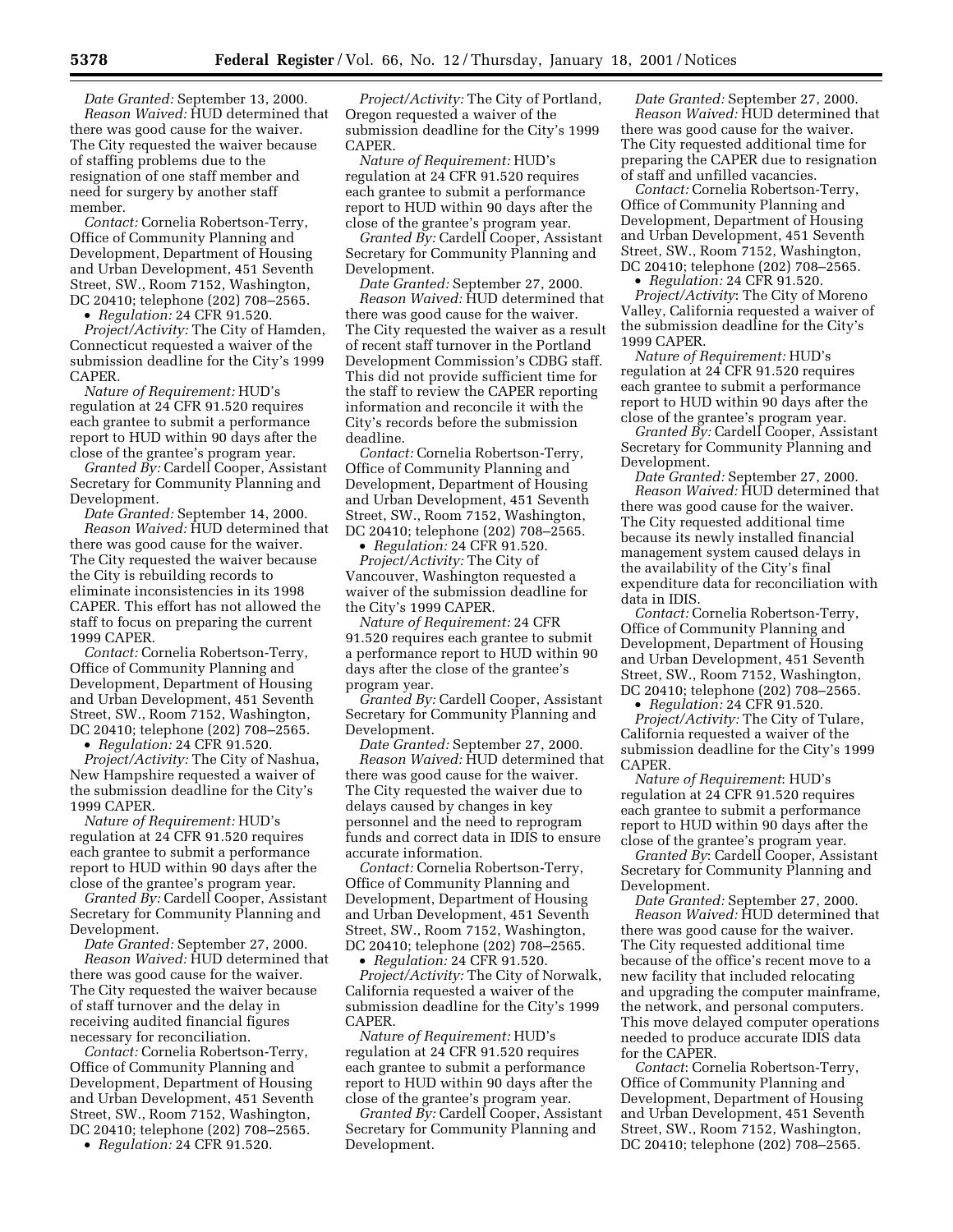*Date Granted:* September 13, 2000.

*Reason Waived:* HUD determined that there was good cause for the waiver. The City requested the waiver because of staffing problems due to the resignation of one staff member and need for surgery by another staff member.

*Contact:* Cornelia Robertson-Terry, Office of Community Planning and Development, Department of Housing and Urban Development, 451 Seventh Street, SW., Room 7152, Washington, DC 20410; telephone (202) 708–2565.

- *Regulation:* 24 CFR 91.520.

*Project/Activity:* The City of Hamden, Connecticut requested a waiver of the submission deadline for the City's 1999 CAPER.

*Nature of Requirement:* HUD's regulation at 24 CFR 91.520 requires each grantee to submit a performance report to HUD within 90 days after the close of the grantee's program year.

*Granted By:* Cardell Cooper, Assistant Secretary for Community Planning and Development.

*Date Granted:* September 14, 2000.

*Reason Waived:* HUD determined that there was good cause for the waiver. The City requested the waiver because the City is rebuilding records to eliminate inconsistencies in its 1998 CAPER. This effort has not allowed the staff to focus on preparing the current 1999 CAPER.

*Contact:* Cornelia Robertson-Terry, Office of Community Planning and Development, Department of Housing and Urban Development, 451 Seventh Street, SW., Room 7152, Washington, DC 20410; telephone (202) 708–2565.

- *Regulation:* 24 CFR 91.520.

*Project/Activity:* The City of Nashua, New Hampshire requested a waiver of the submission deadline for the City's 1999 CAPER.

*Nature of Requirement:* HUD's regulation at 24 CFR 91.520 requires each grantee to submit a performance report to HUD within 90 days after the close of the grantee's program year.

*Granted By:* Cardell Cooper, Assistant Secretary for Community Planning and Development.

*Date Granted:* September 27, 2000.

*Reason Waived:* HUD determined that there was good cause for the waiver. The City requested the waiver because of staff turnover and the delay in receiving audited financial figures necessary for reconciliation.

*Contact:* Cornelia Robertson-Terry, Office of Community Planning and Development, Department of Housing and Urban Development, 451 Seventh Street, SW., Room 7152, Washington, DC 20410; telephone (202) 708–2565.

- *Regulation:* 24 CFR 91.520.

*Project/Activity:* The City of Portland, Oregon requested a waiver of the submission deadline for the City's 1999 CAPER.

*Nature of Requirement:* HUD's regulation at 24 CFR 91.520 requires each grantee to submit a performance report to HUD within 90 days after the close of the grantee's program year.

*Granted By:* Cardell Cooper, Assistant Secretary for Community Planning and Development.

*Date Granted:* September 27, 2000.

*Reason Waived:* HUD determined that there was good cause for the waiver. The City requested the waiver as a result of recent staff turnover in the Portland Development Commission's CDBG staff. This did not provide sufficient time for the staff to review the CAPER reporting information and reconcile it with the City's records before the submission deadline.

*Contact:* Cornelia Robertson-Terry, Office of Community Planning and Development, Department of Housing and Urban Development, 451 Seventh Street, SW., Room 7152, Washington, DC 20410; telephone (202) 708–2565.

- *Regulation:* 24 CFR 91.520.

*Project/Activity:* The City of Vancouver, Washington requested a waiver of the submission deadline for the City's 1999 CAPER.

*Nature of Requirement:* 24 CFR 91.520 requires each grantee to submit a performance report to HUD within 90 days after the close of the grantee's program year.

*Granted By:* Cardell Cooper, Assistant Secretary for Community Planning and Development.

*Date Granted:* September 27, 2000.

*Reason Waived:* HUD determined that there was good cause for the waiver. The City requested the waiver due to delays caused by changes in key personnel and the need to reprogram funds and correct data in IDIS to ensure accurate information.

*Contact:* Cornelia Robertson-Terry, Office of Community Planning and Development, Department of Housing and Urban Development, 451 Seventh Street, SW., Room 7152, Washington, DC 20410; telephone (202) 708–2565.

- *Regulation:* 24 CFR 91.520.

*Project/Activity:* The City of Norwalk, California requested a waiver of the submission deadline for the City's 1999 CAPER.

*Nature of Requirement:* HUD's regulation at 24 CFR 91.520 requires each grantee to submit a performance report to HUD within 90 days after the close of the grantee's program year.

*Granted By:* Cardell Cooper, Assistant Secretary for Community Planning and Development.

*Date Granted:* September 27, 2000.

*Reason Waived:* HUD determined that there was good cause for the waiver. The City requested additional time for preparing the CAPER due to resignation of staff and unfilled vacancies.

*Contact:* Cornelia Robertson-Terry, Office of Community Planning and Development, Department of Housing and Urban Development, 451 Seventh Street, SW., Room 7152, Washington, DC 20410; telephone (202) 708–2565.

- *Regulation:* 24 CFR 91.520.

*Project/Activity*: The City of Moreno Valley, California requested a waiver of the submission deadline for the City's 1999 CAPER.

*Nature of Requirement:* HUD's regulation at 24 CFR 91.520 requires each grantee to submit a performance report to HUD within 90 days after the close of the grantee's program year.

*Granted By:* Cardell Cooper, Assistant Secretary for Community Planning and Development.

*Date Granted:* September 27, 2000.

*Reason Waived:* HUD determined that there was good cause for the waiver. The City requested additional time because its newly installed financial management system caused delays in the availability of the City's final expenditure data for reconciliation with data in IDIS.

*Contact:* Cornelia Robertson-Terry, Office of Community Planning and Development, Department of Housing and Urban Development, 451 Seventh Street, SW., Room 7152, Washington, DC 20410; telephone (202) 708–2565.

- *Regulation:* 24 CFR 91.520.

*Project/Activity:* The City of Tulare, California requested a waiver of the submission deadline for the City's 1999 CAPER.

*Nature of Requirement*: HUD's regulation at 24 CFR 91.520 requires each grantee to submit a performance report to HUD within 90 days after the close of the grantee's program year.

*Granted By*: Cardell Cooper, Assistant Secretary for Community Planning and Development.

*Date Granted:* September 27, 2000.

*Reason Waived:* HUD determined that there was good cause for the waiver. The City requested additional time because of the office's recent move to a new facility that included relocating and upgrading the computer mainframe, the network, and personal computers. This move delayed computer operations needed to produce accurate IDIS data for the CAPER.

*Contact*: Cornelia Robertson-Terry, Office of Community Planning and Development, Department of Housing and Urban Development, 451 Seventh Street, SW., Room 7152, Washington, DC 20410; telephone (202) 708–2565.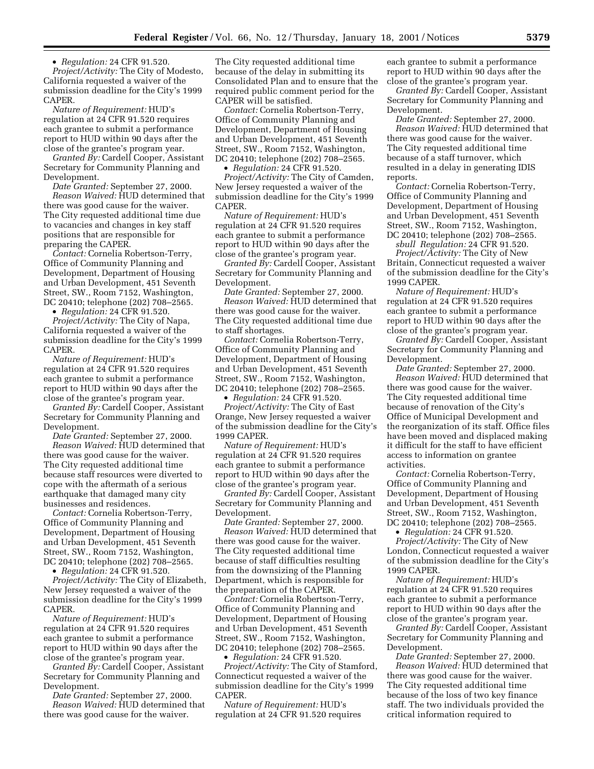• *Regulation:* 24 CFR 91.520.

*Project/Activity:* The City of Modesto, California requested a waiver of the submission deadline for the City's 1999 CAPER.

*Nature of Requirement:* HUD's regulation at 24 CFR 91.520 requires each grantee to submit a performance report to HUD within 90 days after the close of the grantee's program year.

*Granted By:* Cardell Cooper, Assistant Secretary for Community Planning and Development.

*Date Granted:* September 27, 2000.

*Reason Waived:* HUD determined that there was good cause for the waiver. The City requested additional time due to vacancies and changes in key staff positions that are responsible for preparing the CAPER.

*Contact:* Cornelia Robertson-Terry, Office of Community Planning and Development, Department of Housing and Urban Development, 451 Seventh Street, SW., Room 7152, Washington, DC 20410; telephone (202) 708–2565.

• *Regulation:* 24 CFR 91.520.

*Project/Activity:* The City of Napa, California requested a waiver of the submission deadline for the City's 1999 CAPER.

*Nature of Requirement:* HUD's regulation at 24 CFR 91.520 requires each grantee to submit a performance report to HUD within 90 days after the close of the grantee's program year.

*Granted By:* Cardell Cooper, Assistant Secretary for Community Planning and Development.

*Date Granted:* September 27, 2000.

*Reason Waived:* HUD determined that there was good cause for the waiver. The City requested additional time because staff resources were diverted to cope with the aftermath of a serious earthquake that damaged many city businesses and residences.

*Contact:* Cornelia Robertson-Terry, Office of Community Planning and Development, Department of Housing and Urban Development, 451 Seventh Street, SW., Room 7152, Washington, DC 20410; telephone (202) 708–2565.

• *Regulation:* 24 CFR 91.520.

*Project/Activity:* The City of Elizabeth, New Jersey requested a waiver of the submission deadline for the City's 1999 CAPER.

*Nature of Requirement:* HUD's regulation at 24 CFR 91.520 requires each grantee to submit a performance report to HUD within 90 days after the close of the grantee's program year.

*Granted By:* Cardell Cooper, Assistant Secretary for Community Planning and Development.

*Date Granted:* September 27, 2000.

*Reason Waived:* HUD determined that there was good cause for the waiver. The City requested additional time because of the delay in submitting its Consolidated Plan and to ensure that the required public comment period for the CAPER will be satisfied.

*Contact:* Cornelia Robertson-Terry, Office of Community Planning and Development, Department of Housing and Urban Development, 451 Seventh Street, SW., Room 7152, Washington, DC 20410; telephone (202) 708–2565.

• *Regulation:* 24 CFR 91.520.

*Project/Activity:* The City of Camden, New Jersey requested a waiver of the submission deadline for the City's 1999 CAPER.

*Nature of Requirement:* HUD's regulation at 24 CFR 91.520 requires each grantee to submit a performance report to HUD within 90 days after the close of the grantee's program year.

*Granted By:* Cardell Cooper, Assistant Secretary for Community Planning and Development.

*Date Granted:* September 27, 2000.

*Reason Waived:* HUD determined that there was good cause for the waiver. The City requested additional time due to staff shortages.

*Contact:* Cornelia Robertson-Terry, Office of Community Planning and Development, Department of Housing and Urban Development, 451 Seventh Street, SW., Room 7152, Washington, DC 20410; telephone (202) 708–2565.

• *Regulation:* 24 CFR 91.520.

*Project/Activity:* The City of East Orange, New Jersey requested a waiver of the submission deadline for the City's 1999 CAPER.

*Nature of Requirement:* HUD's regulation at 24 CFR 91.520 requires each grantee to submit a performance report to HUD within 90 days after the close of the grantee's program year.

*Granted By:* Cardell Cooper, Assistant Secretary for Community Planning and Development.

*Date Granted:* September 27, 2000.

*Reason Waived:* HUD determined that there was good cause for the waiver. The City requested additional time because of staff difficulties resulting from the downsizing of the Planning Department, which is responsible for the preparation of the CAPER.

*Contact:* Cornelia Robertson-Terry, Office of Community Planning and Development, Department of Housing and Urban Development, 451 Seventh Street, SW., Room 7152, Washington, DC 20410; telephone (202) 708–2565.

• *Regulation:* 24 CFR 91.520.

*Project/Activity:* The City of Stamford, Connecticut requested a waiver of the submission deadline for the City's 1999 CAPER.

*Nature of Requirement:* HUD's regulation at 24 CFR 91.520 requires each grantee to submit a performance report to HUD within 90 days after the close of the grantee's program year.

*Granted By:* Cardell Cooper, Assistant Secretary for Community Planning and Development.

*Date Granted:* September 27, 2000.

*Reason Waived:* HUD determined that there was good cause for the waiver. The City requested additional time because of a staff turnover, which resulted in a delay in generating IDIS reports.

*Contact:* Cornelia Robertson-Terry, Office of Community Planning and Development, Department of Housing and Urban Development, 451 Seventh Street, SW., Room 7152, Washington, DC 20410; telephone (202) 708–2565.

*sbull Regulation:* 24 CFR 91.520.

*Project/Activity:* The City of New Britain, Connecticut requested a waiver of the submission deadline for the City's 1999 CAPER.

*Nature of Requirement:* HUD's regulation at 24 CFR 91.520 requires each grantee to submit a performance report to HUD within 90 days after the close of the grantee's program year.

*Granted By:* Cardell Cooper, Assistant Secretary for Community Planning and Development.

*Date Granted:* September 27, 2000.

*Reason Waived:* HUD determined that there was good cause for the waiver. The City requested additional time because of renovation of the City's Office of Municipal Development and the reorganization of its staff. Office files have been moved and displaced making it difficult for the staff to have efficient access to information on grantee activities.

*Contact:* Cornelia Robertson-Terry, Office of Community Planning and Development, Department of Housing and Urban Development, 451 Seventh Street, SW., Room 7152, Washington, DC 20410; telephone (202) 708–2565.

• *Regulation:* 24 CFR 91.520.

*Project/Activity:* The City of New London, Connecticut requested a waiver of the submission deadline for the City's 1999 CAPER.

*Nature of Requirement:* HUD's regulation at 24 CFR 91.520 requires each grantee to submit a performance report to HUD within 90 days after the close of the grantee's program year.

*Granted By:* Cardell Cooper, Assistant Secretary for Community Planning and Development.

*Date Granted:* September 27, 2000.

*Reason Waived:* HUD determined that there was good cause for the waiver. The City requested additional time because of the loss of two key finance staff. The two individuals provided the critical information required to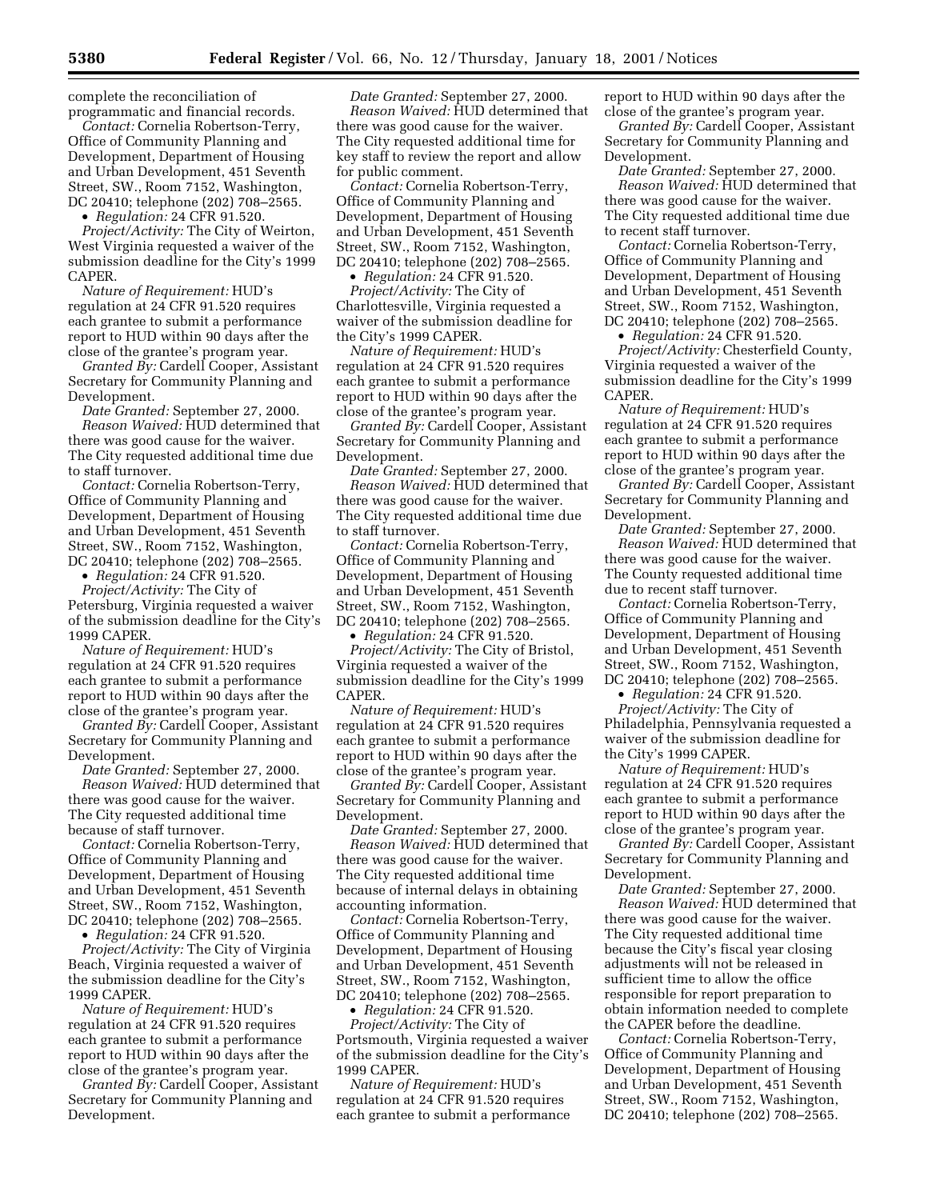complete the reconciliation of programmatic and financial records.

*Contact:* Cornelia Robertson-Terry, Office of Community Planning and Development, Department of Housing and Urban Development, 451 Seventh Street, SW., Room 7152, Washington, DC 20410; telephone (202) 708–2565.

• *Regulation:* 24 CFR 91.520.

*Project/Activity:* The City of Weirton, West Virginia requested a waiver of the submission deadline for the City's 1999 CAPER.

*Nature of Requirement:* HUD's regulation at 24 CFR 91.520 requires each grantee to submit a performance report to HUD within 90 days after the close of the grantee's program year.

*Granted By:* Cardell Cooper, Assistant Secretary for Community Planning and Development.

*Date Granted:* September 27, 2000.

*Reason Waived:* HUD determined that there was good cause for the waiver. The City requested additional time due to staff turnover.

*Contact:* Cornelia Robertson-Terry, Office of Community Planning and Development, Department of Housing and Urban Development, 451 Seventh Street, SW., Room 7152, Washington, DC 20410; telephone (202) 708–2565.

• *Regulation:* 24 CFR 91.520.

*Project/Activity:* The City of Petersburg, Virginia requested a waiver of the submission deadline for the City's 1999 CAPER.

*Nature of Requirement:* HUD's regulation at 24 CFR 91.520 requires each grantee to submit a performance report to HUD within 90 days after the close of the grantee's program year.

*Granted By:* Cardell Cooper, Assistant Secretary for Community Planning and Development.

*Date Granted:* September 27, 2000.

*Reason Waived:* HUD determined that there was good cause for the waiver. The City requested additional time because of staff turnover.

*Contact:* Cornelia Robertson-Terry, Office of Community Planning and Development, Department of Housing and Urban Development, 451 Seventh Street, SW., Room 7152, Washington, DC 20410; telephone (202) 708–2565.

• *Regulation:* 24 CFR 91.520.

*Project/Activity:* The City of Virginia Beach, Virginia requested a waiver of the submission deadline for the City's 1999 CAPER.

*Nature of Requirement:* HUD's regulation at 24 CFR 91.520 requires each grantee to submit a performance report to HUD within 90 days after the close of the grantee's program year.

*Granted By:* Cardell Cooper, Assistant Secretary for Community Planning and Development.

*Date Granted:* September 27, 2000.

*Reason Waived:* HUD determined that there was good cause for the waiver. The City requested additional time for key staff to review the report and allow for public comment.

*Contact:* Cornelia Robertson-Terry, Office of Community Planning and Development, Department of Housing and Urban Development, 451 Seventh Street, SW., Room 7152, Washington, DC 20410; telephone (202) 708–2565.

• *Regulation:* 24 CFR 91.520.

*Project/Activity:* The City of Charlottesville, Virginia requested a waiver of the submission deadline for the City's 1999 CAPER.

*Nature of Requirement:* HUD's regulation at 24 CFR 91.520 requires each grantee to submit a performance report to HUD within 90 days after the close of the grantee's program year.

*Granted By:* Cardell Cooper, Assistant Secretary for Community Planning and Development.

*Date Granted:* September 27, 2000.

*Reason Waived:* HUD determined that there was good cause for the waiver. The City requested additional time due to staff turnover.

*Contact:* Cornelia Robertson-Terry, Office of Community Planning and Development, Department of Housing and Urban Development, 451 Seventh Street, SW., Room 7152, Washington, DC 20410; telephone (202) 708–2565.

• *Regulation:* 24 CFR 91.520.

*Project/Activity:* The City of Bristol, Virginia requested a waiver of the submission deadline for the City's 1999 CAPER.

*Nature of Requirement:* HUD's regulation at 24 CFR 91.520 requires each grantee to submit a performance report to HUD within 90 days after the close of the grantee's program year.

*Granted By:* Cardell Cooper, Assistant Secretary for Community Planning and Development.

*Date Granted:* September 27, 2000.

*Reason Waived:* HUD determined that there was good cause for the waiver. The City requested additional time because of internal delays in obtaining accounting information.

*Contact:* Cornelia Robertson-Terry, Office of Community Planning and Development, Department of Housing and Urban Development, 451 Seventh Street, SW., Room 7152, Washington, DC 20410; telephone (202) 708–2565.

• *Regulation:* 24 CFR 91.520.

*Project/Activity:* The City of Portsmouth, Virginia requested a waiver of the submission deadline for the City's 1999 CAPER.

*Nature of Requirement:* HUD's regulation at 24 CFR 91.520 requires each grantee to submit a performance report to HUD within 90 days after the close of the grantee's program year.

*Granted By:* Cardell Cooper, Assistant Secretary for Community Planning and Development.

*Date Granted:* September 27, 2000.

*Reason Waived:* HUD determined that there was good cause for the waiver. The City requested additional time due to recent staff turnover.

*Contact:* Cornelia Robertson-Terry, Office of Community Planning and Development, Department of Housing and Urban Development, 451 Seventh Street, SW., Room 7152, Washington, DC 20410; telephone (202) 708–2565.

• *Regulation:* 24 CFR 91.520.

*Project/Activity:* Chesterfield County, Virginia requested a waiver of the submission deadline for the City's 1999 CAPER.

*Nature of Requirement:* HUD's regulation at 24 CFR 91.520 requires each grantee to submit a performance report to HUD within 90 days after the close of the grantee's program year.

*Granted By:* Cardell Cooper, Assistant Secretary for Community Planning and Development.

*Date Granted:* September 27, 2000.

*Reason Waived:* HUD determined that there was good cause for the waiver. The County requested additional time due to recent staff turnover.

*Contact:* Cornelia Robertson-Terry, Office of Community Planning and Development, Department of Housing and Urban Development, 451 Seventh Street, SW., Room 7152, Washington, DC 20410; telephone (202) 708–2565.

• *Regulation:* 24 CFR 91.520.

*Project/Activity:* The City of Philadelphia, Pennsylvania requested a waiver of the submission deadline for the City's 1999 CAPER.

*Nature of Requirement:* HUD's regulation at 24 CFR 91.520 requires each grantee to submit a performance report to HUD within 90 days after the close of the grantee's program year.

*Granted By:* Cardell Cooper, Assistant Secretary for Community Planning and Development.

*Date Granted:* September 27, 2000.

*Reason Waived:* HUD determined that there was good cause for the waiver. The City requested additional time because the City's fiscal year closing adjustments will not be released in sufficient time to allow the office responsible for report preparation to obtain information needed to complete the CAPER before the deadline.

*Contact:* Cornelia Robertson-Terry, Office of Community Planning and Development, Department of Housing and Urban Development, 451 Seventh Street, SW., Room 7152, Washington, DC 20410; telephone (202) 708–2565.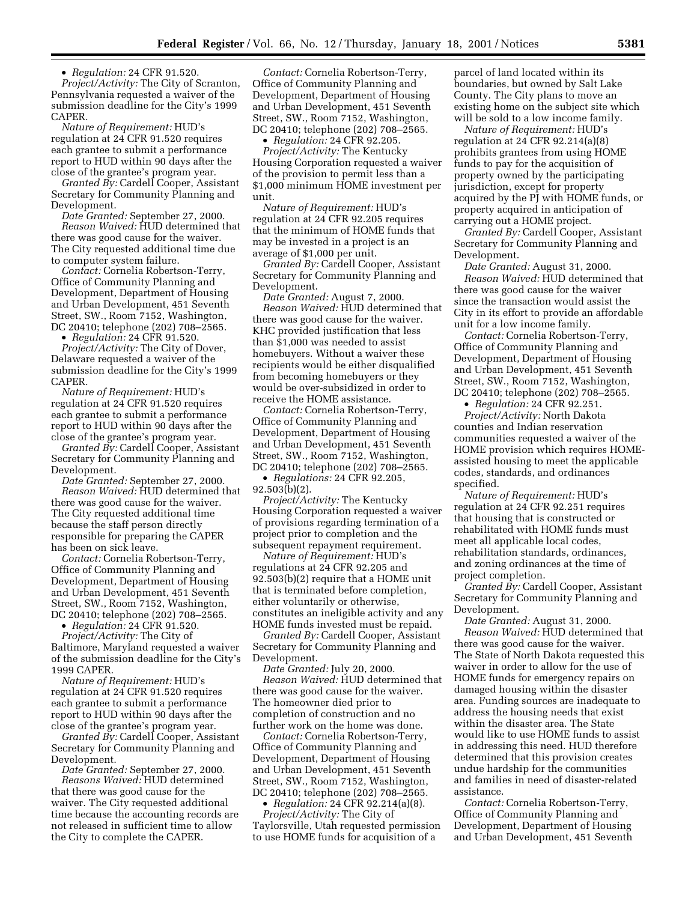• *Regulation:* 24 CFR 91.520.

*Project/Activity:* The City of Scranton, Pennsylvania requested a waiver of the submission deadline for the City's 1999 CAPER.

*Nature of Requirement:* HUD's regulation at 24 CFR 91.520 requires each grantee to submit a performance report to HUD within 90 days after the close of the grantee's program year.

*Granted By:* Cardell Cooper, Assistant Secretary for Community Planning and Development.

*Date Granted:* September 27, 2000.

*Reason Waived:* HUD determined that there was good cause for the waiver. The City requested additional time due to computer system failure.

*Contact:* Cornelia Robertson-Terry, Office of Community Planning and Development, Department of Housing and Urban Development, 451 Seventh Street, SW., Room 7152, Washington, DC 20410; telephone (202) 708–2565.

• *Regulation:* 24 CFR 91.520.

*Project/Activity:* The City of Dover, Delaware requested a waiver of the submission deadline for the City's 1999 CAPER.

*Nature of Requirement:* HUD's regulation at 24 CFR 91.520 requires each grantee to submit a performance report to HUD within 90 days after the close of the grantee's program year.

*Granted By:* Cardell Cooper, Assistant Secretary for Community Planning and Development.

*Date Granted:* September 27, 2000.

*Reason Waived:* HUD determined that there was good cause for the waiver. The City requested additional time because the staff person directly responsible for preparing the CAPER has been on sick leave.

*Contact:* Cornelia Robertson-Terry, Office of Community Planning and Development, Department of Housing and Urban Development, 451 Seventh Street, SW., Room 7152, Washington, DC 20410; telephone (202) 708–2565.

• *Regulation:* 24 CFR 91.520.

*Project/Activity:* The City of Baltimore, Maryland requested a waiver of the submission deadline for the City's 1999 CAPER.

*Nature of Requirement:* HUD's regulation at 24 CFR 91.520 requires each grantee to submit a performance report to HUD within 90 days after the close of the grantee's program year.

*Granted By:* Cardell Cooper, Assistant Secretary for Community Planning and Development.

*Date Granted:* September 27, 2000.

*Reasons Waived:* HUD determined that there was good cause for the waiver. The City requested additional time because the accounting records are not released in sufficient time to allow the City to complete the CAPER.

*Contact:* Cornelia Robertson-Terry, Office of Community Planning and Development, Department of Housing and Urban Development, 451 Seventh Street, SW., Room 7152, Washington, DC 20410; telephone (202) 708–2565.

• *Regulation:* 24 CFR 92.205.

*Project/Activity:* The Kentucky Housing Corporation requested a waiver of the provision to permit less than a $1,000 minimum HOME investment per unit.

*Nature of Requirement:* HUD's regulation at 24 CFR 92.205 requires that the minimum of HOME funds that may be invested in a project is an average of $1,000 per unit.

*Granted By:* Cardell Cooper, Assistant Secretary for Community Planning and Development.

*Date Granted:* August 7, 2000.

*Reason Waived:* HUD determined that there was good cause for the waiver. KHC provided justification that less than $1,000 was needed to assist homebuyers. Without a waiver these recipients would be either disqualified from becoming homebuyers or they would be over-subsidized in order to receive the HOME assistance.

*Contact:* Cornelia Robertson-Terry, Office of Community Planning and Development, Department of Housing and Urban Development, 451 Seventh Street, SW., Room 7152, Washington, DC 20410; telephone (202) 708–2565.

• *Regulations:* 24 CFR 92.205, 92.503(b)(2).

*Project/Activity:* The Kentucky Housing Corporation requested a waiver of provisions regarding termination of a project prior to completion and the subsequent repayment requirement.

*Nature of Requirement:* HUD's regulations at 24 CFR 92.205 and 92.503(b)(2) require that a HOME unit that is terminated before completion, either voluntarily or otherwise, constitutes an ineligible activity and any HOME funds invested must be repaid.

*Granted By:* Cardell Cooper, Assistant Secretary for Community Planning and Development.

*Date Granted:* July 20, 2000.

*Reason Waived:* HUD determined that there was good cause for the waiver. The homeowner died prior to completion of construction and no further work on the home was done.

*Contact:* Cornelia Robertson-Terry, Office of Community Planning and Development, Department of Housing and Urban Development, 451 Seventh Street, SW., Room 7152, Washington, DC 20410; telephone (202) 708–2565.

• *Regulation:* 24 CFR 92.214(a)(8).

*Project/Activity:* The City of Taylorsville, Utah requested permission to use HOME funds for acquisition of a parcel of land located within its boundaries, but owned by Salt Lake County. The City plans to move an existing home on the subject site which will be sold to a low income family.

*Nature of Requirement:* HUD's regulation at 24 CFR 92.214(a)(8) prohibits grantees from using HOME funds to pay for the acquisition of property owned by the participating jurisdiction, except for property acquired by the PJ with HOME funds, or property acquired in anticipation of carrying out a HOME project.

*Granted By:* Cardell Cooper, Assistant Secretary for Community Planning and Development.

*Date Granted:* August 31, 2000.

*Reason Waived:* HUD determined that there was good cause for the waiver since the transaction would assist the City in its effort to provide an affordable unit for a low income family.

*Contact:* Cornelia Robertson-Terry, Office of Community Planning and Development, Department of Housing and Urban Development, 451 Seventh Street, SW., Room 7152, Washington, DC 20410; telephone (202) 708–2565.

• *Regulation:* 24 CFR 92.251.

*Project/Activity:* North Dakota counties and Indian reservation communities requested a waiver of the HOME provision which requires HOME-assisted housing to meet the applicable codes, standards, and ordinances specified.

*Nature of Requirement:* HUD's regulation at 24 CFR 92.251 requires that housing that is constructed or rehabilitated with HOME funds must meet all applicable local codes, rehabilitation standards, ordinances, and zoning ordinances at the time of project completion.

*Granted By:* Cardell Cooper, Assistant Secretary for Community Planning and Development.

*Date Granted:* August 31, 2000.

*Reason Waived:* HUD determined that there was good cause for the waiver. The State of North Dakota requested this waiver in order to allow for the use of HOME funds for emergency repairs on damaged housing within the disaster area. Funding sources are inadequate to address the housing needs that exist within the disaster area. The State would like to use HOME funds to assist in addressing this need. HUD therefore determined that this provision creates undue hardship for the communities and families in need of disaster-related assistance.

*Contact:* Cornelia Robertson-Terry, Office of Community Planning and Development, Department of Housing and Urban Development, 451 Seventh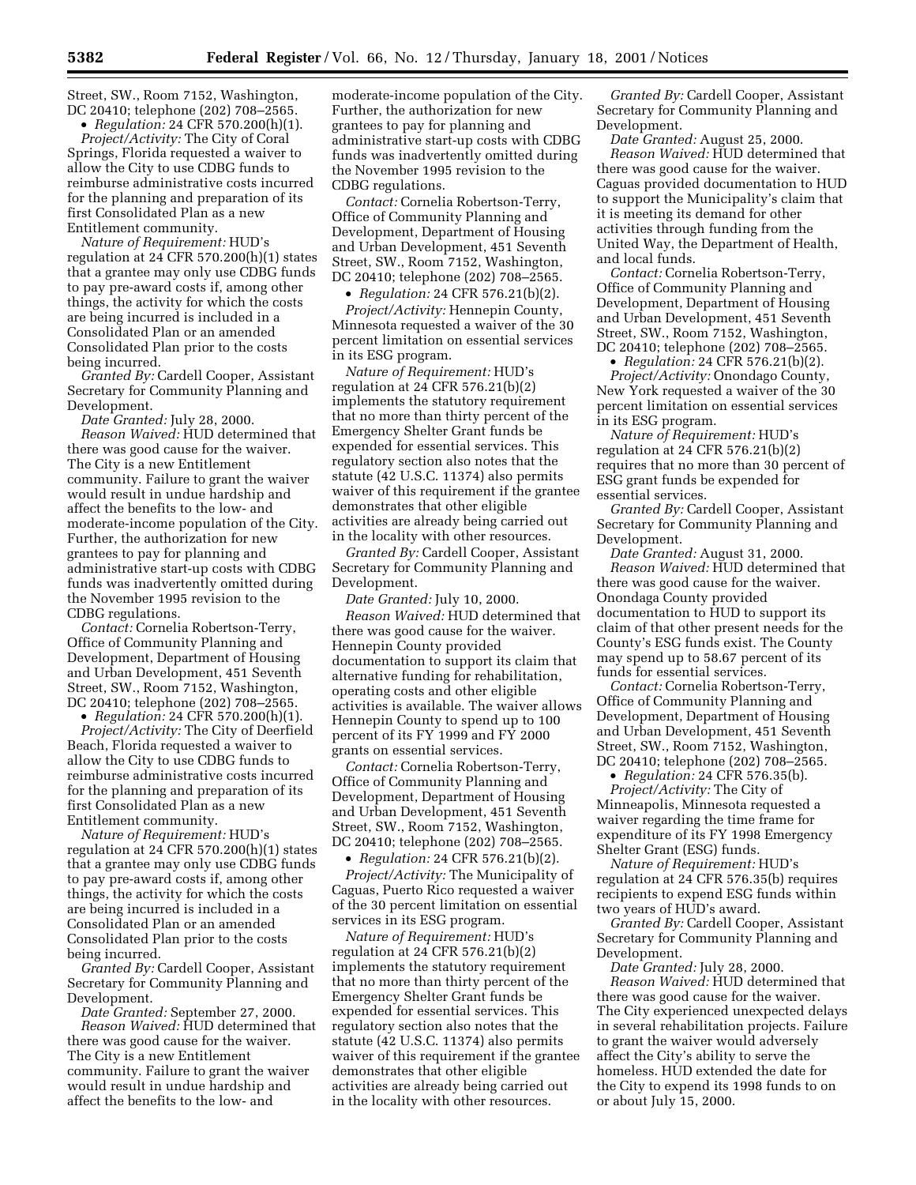Street, SW., Room 7152, Washington, DC 20410; telephone (202) 708–2565.

- *Regulation:* 24 CFR 570.200(h)(1).

*Project/Activity:* The City of Coral Springs, Florida requested a waiver to allow the City to use CDBG funds to reimburse administrative costs incurred for the planning and preparation of its first Consolidated Plan as a new Entitlement community.

*Nature of Requirement:* HUD's regulation at 24 CFR 570.200(h)(1) states that a grantee may only use CDBG funds to pay pre-award costs if, among other things, the activity for which the costs are being incurred is included in a Consolidated Plan or an amended Consolidated Plan prior to the costs being incurred.

*Granted By:* Cardell Cooper, Assistant Secretary for Community Planning and Development.

*Date Granted:* July 28, 2000.

*Reason Waived:* HUD determined that there was good cause for the waiver. The City is a new Entitlement community. Failure to grant the waiver would result in undue hardship and affect the benefits to the low- and moderate-income population of the City. Further, the authorization for new grantees to pay for planning and administrative start-up costs with CDBG funds was inadvertently omitted during the November 1995 revision to the CDBG regulations.

*Contact:* Cornelia Robertson-Terry, Office of Community Planning and Development, Department of Housing and Urban Development, 451 Seventh Street, SW., Room 7152, Washington, DC 20410; telephone (202) 708–2565.

- *Regulation:* 24 CFR 570.200(h)(1).

*Project/Activity:* The City of Deerfield Beach, Florida requested a waiver to allow the City to use CDBG funds to reimburse administrative costs incurred for the planning and preparation of its first Consolidated Plan as a new Entitlement community.

*Nature of Requirement:* HUD's regulation at 24 CFR 570.200(h)(1) states that a grantee may only use CDBG funds to pay pre-award costs if, among other things, the activity for which the costs are being incurred is included in a Consolidated Plan or an amended Consolidated Plan prior to the costs being incurred.

*Granted By:* Cardell Cooper, Assistant Secretary for Community Planning and Development.

*Date Granted:* September 27, 2000.

*Reason Waived:* HUD determined that there was good cause for the waiver. The City is a new Entitlement community. Failure to grant the waiver would result in undue hardship and affect the benefits to the low- and moderate-income population of the City. Further, the authorization for new grantees to pay for planning and administrative start-up costs with CDBG funds was inadvertently omitted during the November 1995 revision to the CDBG regulations.

*Contact:* Cornelia Robertson-Terry, Office of Community Planning and Development, Department of Housing and Urban Development, 451 Seventh Street, SW., Room 7152, Washington, DC 20410; telephone (202) 708–2565.

- *Regulation:* 24 CFR 576.21(b)(2).

*Project/Activity:* Hennepin County, Minnesota requested a waiver of the 30 percent limitation on essential services in its ESG program.

*Nature of Requirement:* HUD's regulation at 24 CFR 576.21(b)(2) implements the statutory requirement that no more than thirty percent of the Emergency Shelter Grant funds be expended for essential services. This regulatory section also notes that the statute (42 U.S.C. 11374) also permits waiver of this requirement if the grantee demonstrates that other eligible activities are already being carried out in the locality with other resources.

*Granted By:* Cardell Cooper, Assistant Secretary for Community Planning and Development.

*Date Granted:* July 10, 2000.

*Reason Waived:* HUD determined that there was good cause for the waiver. Hennepin County provided documentation to support its claim that alternative funding for rehabilitation, operating costs and other eligible activities is available. The waiver allows Hennepin County to spend up to 100 percent of its FY 1999 and FY 2000 grants on essential services.

*Contact:* Cornelia Robertson-Terry, Office of Community Planning and Development, Department of Housing and Urban Development, 451 Seventh Street, SW., Room 7152, Washington, DC 20410; telephone (202) 708–2565.

- *Regulation:* 24 CFR 576.21(b)(2).

*Project/Activity:* The Municipality of Caguas, Puerto Rico requested a waiver of the 30 percent limitation on essential services in its ESG program.

*Nature of Requirement:* HUD's regulation at 24 CFR 576.21(b)(2) implements the statutory requirement that no more than thirty percent of the Emergency Shelter Grant funds be expended for essential services. This regulatory section also notes that the statute (42 U.S.C. 11374) also permits waiver of this requirement if the grantee demonstrates that other eligible activities are already being carried out in the locality with other resources.

*Granted By:* Cardell Cooper, Assistant Secretary for Community Planning and Development.

*Date Granted:* August 25, 2000.

*Reason Waived:* HUD determined that there was good cause for the waiver. Caguas provided documentation to HUD to support the Municipality's claim that it is meeting its demand for other activities through funding from the United Way, the Department of Health, and local funds.

*Contact:* Cornelia Robertson-Terry, Office of Community Planning and Development, Department of Housing and Urban Development, 451 Seventh Street, SW., Room 7152, Washington, DC 20410; telephone (202) 708–2565.

- *Regulation:* 24 CFR 576.21(b)(2).

*Project/Activity:* Onondago County, New York requested a waiver of the 30 percent limitation on essential services in its ESG program.

*Nature of Requirement:* HUD's regulation at 24 CFR 576.21(b)(2) requires that no more than 30 percent of ESG grant funds be expended for essential services.

*Granted By:* Cardell Cooper, Assistant Secretary for Community Planning and Development.

*Date Granted:* August 31, 2000.

*Reason Waived:* HUD determined that there was good cause for the waiver. Onondaga County provided documentation to HUD to support its claim of that other present needs for the County's ESG funds exist. The County may spend up to 58.67 percent of its funds for essential services.

*Contact:* Cornelia Robertson-Terry, Office of Community Planning and Development, Department of Housing and Urban Development, 451 Seventh Street, SW., Room 7152, Washington, DC 20410; telephone (202) 708–2565.

- *Regulation:* 24 CFR 576.35(b).

*Project/Activity:* The City of Minneapolis, Minnesota requested a waiver regarding the time frame for expenditure of its FY 1998 Emergency Shelter Grant (ESG) funds.

*Nature of Requirement:* HUD's regulation at 24 CFR 576.35(b) requires recipients to expend ESG funds within two years of HUD's award.

*Granted By:* Cardell Cooper, Assistant Secretary for Community Planning and Development.

*Date Granted:* July 28, 2000.

*Reason Waived:* HUD determined that there was good cause for the waiver. The City experienced unexpected delays in several rehabilitation projects. Failure to grant the waiver would adversely affect the City's ability to serve the homeless. HUD extended the date for the City to expend its 1998 funds to on or about July 15, 2000.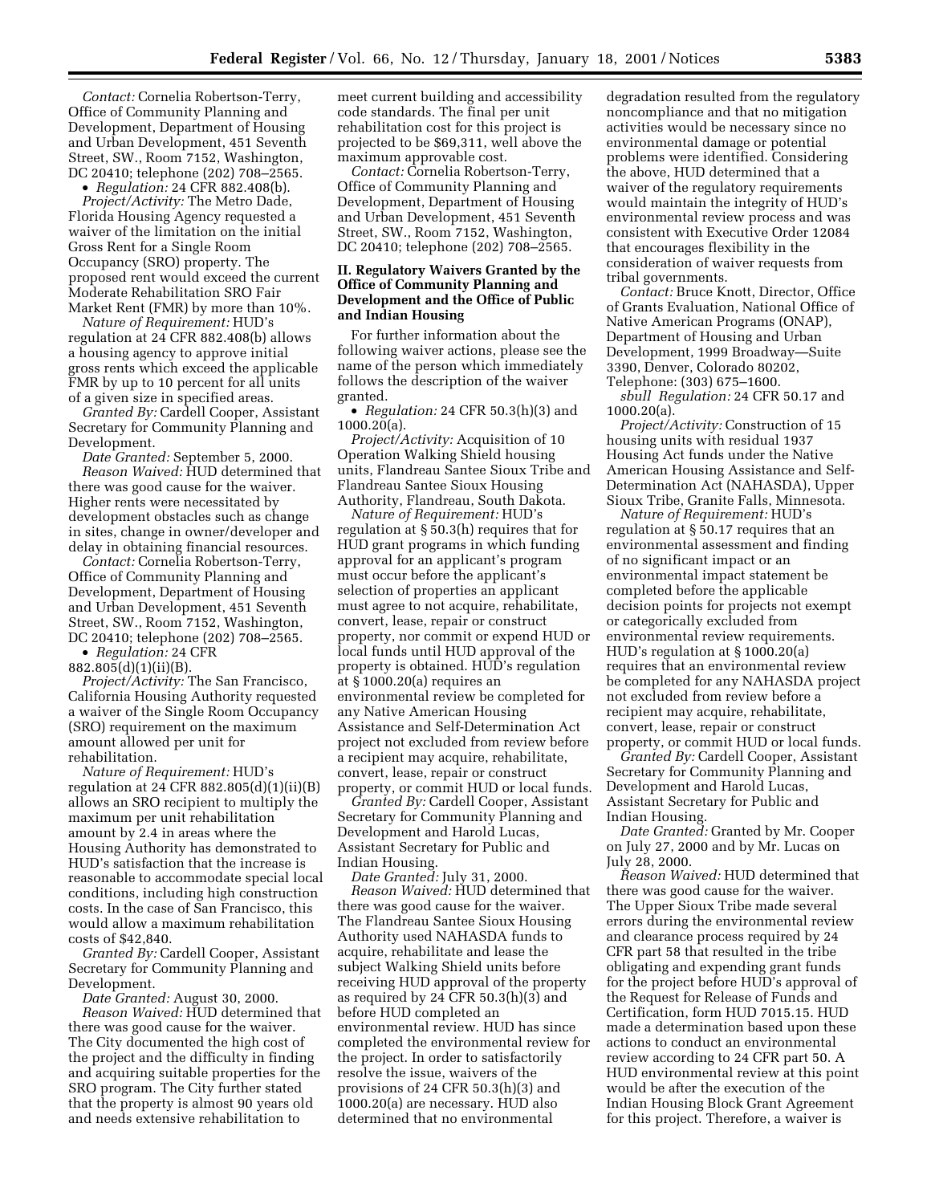*Contact:* Cornelia Robertson-Terry, Office of Community Planning and Development, Department of Housing and Urban Development, 451 Seventh Street, SW., Room 7152, Washington, DC 20410; telephone (202) 708–2565.

• *Regulation:* 24 CFR 882.408(b).

*Project/Activity:* The Metro Dade, Florida Housing Agency requested a waiver of the limitation on the initial Gross Rent for a Single Room Occupancy (SRO) property. The proposed rent would exceed the current Moderate Rehabilitation SRO Fair Market Rent (FMR) by more than 10%.

*Nature of Requirement:* HUD's regulation at 24 CFR 882.408(b) allows a housing agency to approve initial gross rents which exceed the applicable FMR by up to 10 percent for all units of a given size in specified areas.

*Granted By:* Cardell Cooper, Assistant Secretary for Community Planning and Development.

*Date Granted:* September 5, 2000.

*Reason Waived:* HUD determined that there was good cause for the waiver. Higher rents were necessitated by development obstacles such as change in sites, change in owner/developer and delay in obtaining financial resources.

*Contact:* Cornelia Robertson-Terry, Office of Community Planning and Development, Department of Housing and Urban Development, 451 Seventh Street, SW., Room 7152, Washington, DC 20410; telephone (202) 708–2565.

• *Regulation:* 24 CFR 882.805(d)(1)(ii)(B).

*Project/Activity:* The San Francisco, California Housing Authority requested a waiver of the Single Room Occupancy (SRO) requirement on the maximum amount allowed per unit for rehabilitation.

*Nature of Requirement:* HUD's regulation at 24 CFR 882.805(d)(1)(ii)(B) allows an SRO recipient to multiply the maximum per unit rehabilitation amount by 2.4 in areas where the Housing Authority has demonstrated to HUD's satisfaction that the increase is reasonable to accommodate special local conditions, including high construction costs. In the case of San Francisco, this would allow a maximum rehabilitation costs of $42,840.

*Granted By:* Cardell Cooper, Assistant Secretary for Community Planning and Development.

*Date Granted:* August 30, 2000.

*Reason Waived:* HUD determined that there was good cause for the waiver. The City documented the high cost of the project and the difficulty in finding and acquiring suitable properties for the SRO program. The City further stated that the property is almost 90 years old and needs extensive rehabilitation to meet current building and accessibility code standards. The final per unit rehabilitation cost for this project is projected to be $69,311, well above the maximum approvable cost.

*Contact:* Cornelia Robertson-Terry, Office of Community Planning and Development, Department of Housing and Urban Development, 451 Seventh Street, SW., Room 7152, Washington, DC 20410; telephone (202) 708–2565.

## II. Regulatory Waivers Granted by the Office of Community Planning and Development and the Office of Public and Indian Housing

For further information about the following waiver actions, please see the name of the person which immediately follows the description of the waiver granted.

• *Regulation:* 24 CFR 50.3(h)(3) and 1000.20(a).

*Project/Activity:* Acquisition of 10 Operation Walking Shield housing units, Flandreau Santee Sioux Tribe and Flandreau Santee Sioux Housing Authority, Flandreau, South Dakota.

*Nature of Requirement:* HUD's regulation at § 50.3(h) requires that for HUD grant programs in which funding approval for an applicant's program must occur before the applicant's selection of properties an applicant must agree to not acquire, rehabilitate, convert, lease, repair or construct property, nor commit or expend HUD or local funds until HUD approval of the property is obtained. HUD's regulation at § 1000.20(a) requires an environmental review be completed for any Native American Housing Assistance and Self-Determination Act project not excluded from review before a recipient may acquire, rehabilitate, convert, lease, repair or construct property, or commit HUD or local funds.

*Granted By:* Cardell Cooper, Assistant Secretary for Community Planning and Development and Harold Lucas, Assistant Secretary for Public and Indian Housing.

*Date Granted:* July 31, 2000.

*Reason Waived:* HUD determined that there was good cause for the waiver. The Flandreau Santee Sioux Housing Authority used NAHASDA funds to acquire, rehabilitate and lease the subject Walking Shield units before receiving HUD approval of the property as required by 24 CFR 50.3(h)(3) and before HUD completed an environmental review. HUD has since completed the environmental review for the project. In order to satisfactorily resolve the issue, waivers of the provisions of 24 CFR 50.3(h)(3) and 1000.20(a) are necessary. HUD also determined that no environmental degradation resulted from the regulatory noncompliance and that no mitigation activities would be necessary since no environmental damage or potential problems were identified. Considering the above, HUD determined that a waiver of the regulatory requirements would maintain the integrity of HUD's environmental review process and was consistent with Executive Order 12084 that encourages flexibility in the consideration of waiver requests from tribal governments.

*Contact:* Bruce Knott, Director, Office of Grants Evaluation, National Office of Native American Programs (ONAP), Department of Housing and Urban Development, 1999 Broadway—Suite 3390, Denver, Colorado 80202, Telephone: (303) 675–1600.

sbull *Regulation:* 24 CFR 50.17 and 1000.20(a).

*Project/Activity:* Construction of 15 housing units with residual 1937 Housing Act funds under the Native American Housing Assistance and Self-Determination Act (NAHASDA), Upper Sioux Tribe, Granite Falls, Minnesota.

*Nature of Requirement:* HUD's regulation at § 50.17 requires that an environmental assessment and finding of no significant impact or an environmental impact statement be completed before the applicable decision points for projects not exempt or categorically excluded from environmental review requirements. HUD's regulation at § 1000.20(a) requires that an environmental review be completed for any NAHASDA project not excluded from review before a recipient may acquire, rehabilitate, convert, lease, repair or construct property, or commit HUD or local funds.

*Granted By:* Cardell Cooper, Assistant Secretary for Community Planning and Development and Harold Lucas, Assistant Secretary for Public and Indian Housing.

*Date Granted:* Granted by Mr. Cooper on July 27, 2000 and by Mr. Lucas on July 28, 2000.

*Reason Waived:* HUD determined that there was good cause for the waiver. The Upper Sioux Tribe made several errors during the environmental review and clearance process required by 24 CFR part 58 that resulted in the tribe obligating and expending grant funds for the project before HUD's approval of the Request for Release of Funds and Certification, form HUD 7015.15. HUD made a determination based upon these actions to conduct an environmental review according to 24 CFR part 50. A HUD environmental review at this point would be after the execution of the Indian Housing Block Grant Agreement for this project. Therefore, a waiver is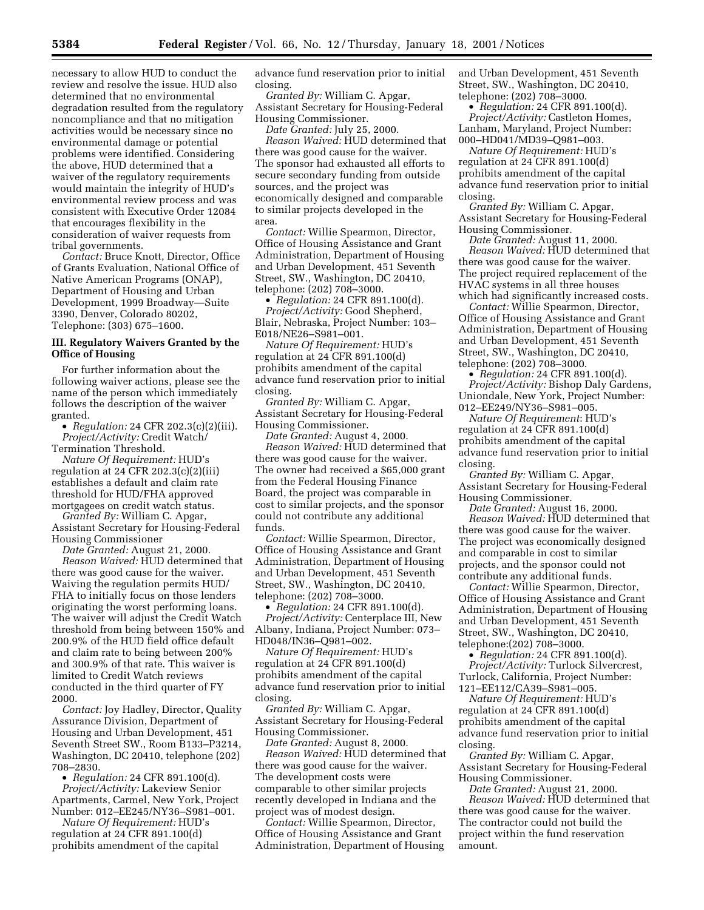necessary to allow HUD to conduct the review and resolve the issue. HUD also determined that no environmental degradation resulted from the regulatory noncompliance and that no mitigation activities would be necessary since no environmental damage or potential problems were identified. Considering the above, HUD determined that a waiver of the regulatory requirements would maintain the integrity of HUD's environmental review process and was consistent with Executive Order 12084 that encourages flexibility in the consideration of waiver requests from tribal governments.

*Contact:* Bruce Knott, Director, Office of Grants Evaluation, National Office of Native American Programs (ONAP), Department of Housing and Urban Development, 1999 Broadway—Suite 3390, Denver, Colorado 80202, Telephone: (303) 675–1600.

## III. Regulatory Waivers Granted by the Office of Housing

For further information about the following waiver actions, please see the name of the person which immediately follows the description of the waiver granted.

• *Regulation:* 24 CFR 202.3(c)(2)(iii).

*Project/Activity:* Credit Watch/Termination Threshold.

*Nature Of Requirement:* HUD's regulation at 24 CFR 202.3(c)(2)(iii) establishes a default and claim rate threshold for HUD/FHA approved mortgagees on credit watch status.

*Granted By:* William C. Apgar, Assistant Secretary for Housing-Federal Housing Commissioner

*Date Granted:* August 21, 2000.

*Reason Waived:* HUD determined that there was good cause for the waiver. Waiving the regulation permits HUD/FHA to initially focus on those lenders originating the worst performing loans. The waiver will adjust the Credit Watch threshold from being between 150% and 200.9% of the HUD field office default and claim rate to being between 200% and 300.9% of that rate. This waiver is limited to Credit Watch reviews conducted in the third quarter of FY 2000.

*Contact:* Joy Hadley, Director, Quality Assurance Division, Department of Housing and Urban Development, 451 Seventh Street SW., Room B133–P3214, Washington, DC 20410, telephone (202) 708–2830.

• *Regulation:* 24 CFR 891.100(d).

*Project/Activity:* Lakeview Senior Apartments, Carmel, New York, Project Number: 012–EE245/NY36–S981–001.

*Nature Of Requirement:* HUD's regulation at 24 CFR 891.100(d) prohibits amendment of the capital advance fund reservation prior to initial closing.

*Granted By:* William C. Apgar, Assistant Secretary for Housing-Federal Housing Commissioner.

*Date Granted:* July 25, 2000.

*Reason Waived:* HUD determined that there was good cause for the waiver. The sponsor had exhausted all efforts to secure secondary funding from outside sources, and the project was economically designed and comparable to similar projects developed in the area.

*Contact:* Willie Spearmon, Director, Office of Housing Assistance and Grant Administration, Department of Housing and Urban Development, 451 Seventh Street, SW., Washington, DC 20410, telephone: (202) 708–3000.

• *Regulation:* 24 CFR 891.100(d).

*Project/Activity:* Good Shepherd, Blair, Nebraska, Project Number: 103–E018/NE26–S981–001.

*Nature Of Requirement:* HUD's regulation at 24 CFR 891.100(d) prohibits amendment of the capital advance fund reservation prior to initial closing.

*Granted By:* William C. Apgar, Assistant Secretary for Housing-Federal Housing Commissioner.

*Date Granted:* August 4, 2000.

*Reason Waived:* HUD determined that there was good cause for the waiver. The owner had received a $65,000 grant from the Federal Housing Finance Board, the project was comparable in cost to similar projects, and the sponsor could not contribute any additional funds.

*Contact:* Willie Spearmon, Director, Office of Housing Assistance and Grant Administration, Department of Housing and Urban Development, 451 Seventh Street, SW., Washington, DC 20410, telephone: (202) 708–3000.

• *Regulation:* 24 CFR 891.100(d).

*Project/Activity:* Centerplace III, New Albany, Indiana, Project Number: 073–HD048/IN36–Q981–002.

*Nature Of Requirement:* HUD's regulation at 24 CFR 891.100(d) prohibits amendment of the capital advance fund reservation prior to initial closing.

*Granted By:* William C. Apgar, Assistant Secretary for Housing-Federal Housing Commissioner.

*Date Granted:* August 8, 2000.

*Reason Waived:* HUD determined that there was good cause for the waiver. The development costs were comparable to other similar projects recently developed in Indiana and the project was of modest design.

*Contact:* Willie Spearmon, Director, Office of Housing Assistance and Grant Administration, Department of Housing and Urban Development, 451 Seventh Street, SW., Washington, DC 20410, telephone: (202) 708–3000.

• *Regulation:* 24 CFR 891.100(d).

*Project/Activity:* Castleton Homes, Lanham, Maryland, Project Number: 000–HD041/MD39–Q981–003.

*Nature Of Requirement:* HUD's regulation at 24 CFR 891.100(d) prohibits amendment of the capital advance fund reservation prior to initial closing.

*Granted By:* William C. Apgar, Assistant Secretary for Housing-Federal Housing Commissioner.

*Date Granted:* August 11, 2000.

*Reason Waived:* HUD determined that there was good cause for the waiver. The project required replacement of the HVAC systems in all three houses which had significantly increased costs.

*Contact:* Willie Spearmon, Director, Office of Housing Assistance and Grant Administration, Department of Housing and Urban Development, 451 Seventh Street, SW., Washington, DC 20410, telephone: (202) 708–3000.

• *Regulation:* 24 CFR 891.100(d).

*Project/Activity:* Bishop Daly Gardens, Uniondale, New York, Project Number: 012–EE249/NY36–S981–005.

*Nature Of Requirement*: HUD's regulation at 24 CFR 891.100(d) prohibits amendment of the capital advance fund reservation prior to initial closing.

*Granted By:* William C. Apgar, Assistant Secretary for Housing-Federal Housing Commissioner.

*Date Granted:* August 16, 2000.

*Reason Waived:* HUD determined that there was good cause for the waiver. The project was economically designed and comparable in cost to similar projects, and the sponsor could not contribute any additional funds.

*Contact:* Willie Spearmon, Director, Office of Housing Assistance and Grant Administration, Department of Housing and Urban Development, 451 Seventh Street, SW., Washington, DC 20410, telephone:(202) 708–3000.

• *Regulation:* 24 CFR 891.100(d).

*Project/Activity:* Turlock Silvercrest, Turlock, California, Project Number: 121–EE112/CA39–S981–005.

*Nature Of Requirement:* HUD's regulation at 24 CFR 891.100(d) prohibits amendment of the capital advance fund reservation prior to initial closing.

*Granted By:* William C. Apgar, Assistant Secretary for Housing-Federal Housing Commissioner.

*Date Granted:* August 21, 2000.

*Reason Waived:* HUD determined that there was good cause for the waiver. The contractor could not build the project within the fund reservation amount.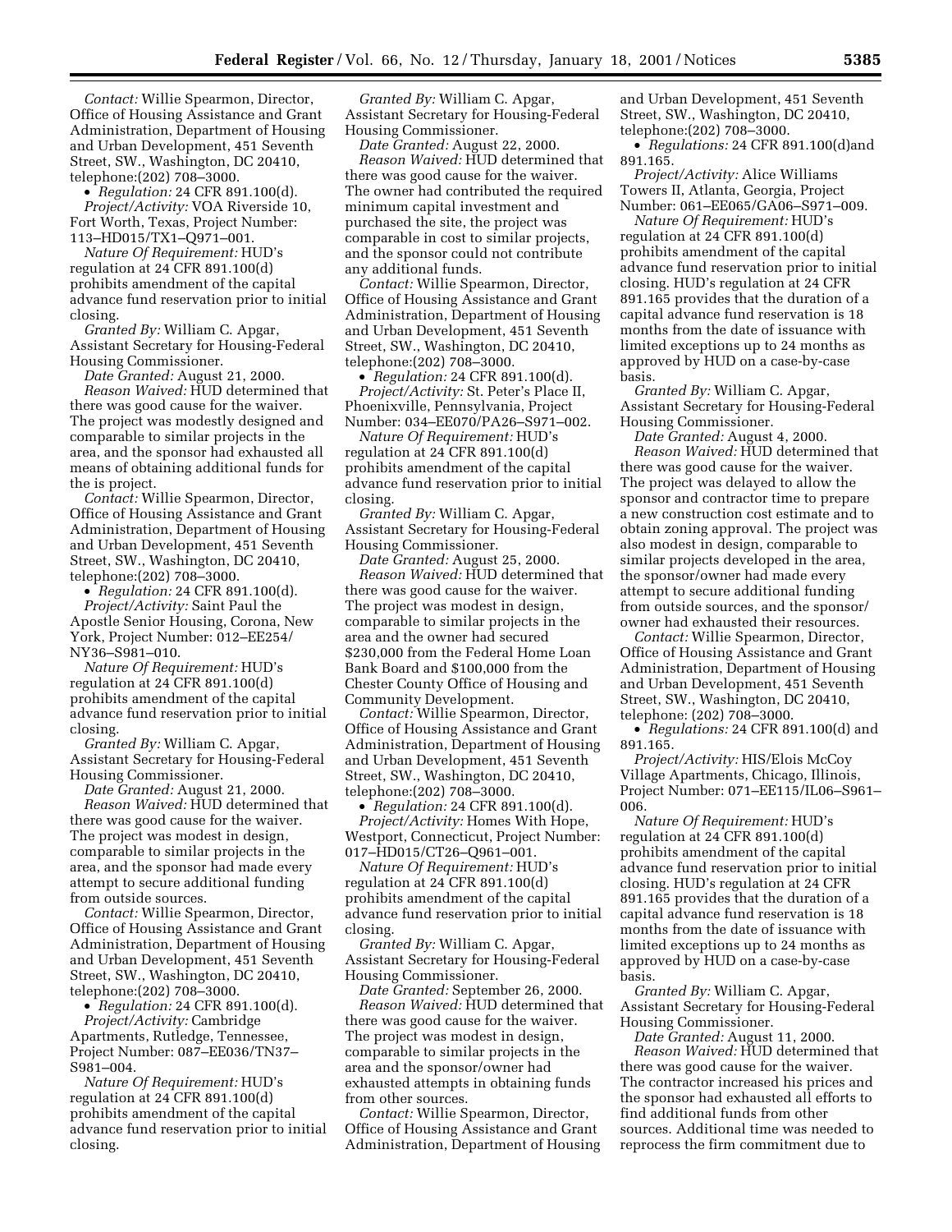*Contact:* Willie Spearmon, Director, Office of Housing Assistance and Grant Administration, Department of Housing and Urban Development, 451 Seventh Street, SW., Washington, DC 20410, telephone:(202) 708–3000.

• *Regulation:* 24 CFR 891.100(d).

*Project/Activity:* VOA Riverside 10, Fort Worth, Texas, Project Number: 113–HD015/TX1–Q971–001.

*Nature Of Requirement:* HUD's regulation at 24 CFR 891.100(d) prohibits amendment of the capital advance fund reservation prior to initial closing.

*Granted By:* William C. Apgar, Assistant Secretary for Housing-Federal Housing Commissioner.

*Date Granted:* August 21, 2000.

*Reason Waived:* HUD determined that there was good cause for the waiver. The project was modestly designed and comparable to similar projects in the area, and the sponsor had exhausted all means of obtaining additional funds for the is project.

*Contact:* Willie Spearmon, Director, Office of Housing Assistance and Grant Administration, Department of Housing and Urban Development, 451 Seventh Street, SW., Washington, DC 20410, telephone:(202) 708–3000.

• *Regulation:* 24 CFR 891.100(d).

*Project/Activity:* Saint Paul the Apostle Senior Housing, Corona, New York, Project Number: 012–EE254/NY36–S981–010.

*Nature Of Requirement:* HUD's regulation at 24 CFR 891.100(d) prohibits amendment of the capital advance fund reservation prior to initial closing.

*Granted By:* William C. Apgar, Assistant Secretary for Housing-Federal Housing Commissioner.

*Date Granted:* August 21, 2000.

*Reason Waived:* HUD determined that there was good cause for the waiver. The project was modest in design, comparable to similar projects in the area, and the sponsor had made every attempt to secure additional funding from outside sources.

*Contact:* Willie Spearmon, Director, Office of Housing Assistance and Grant Administration, Department of Housing and Urban Development, 451 Seventh Street, SW., Washington, DC 20410, telephone:(202) 708–3000.

• *Regulation:* 24 CFR 891.100(d).

*Project/Activity:* Cambridge Apartments, Rutledge, Tennessee, Project Number: 087–EE036/TN37–S981–004.

*Nature Of Requirement:* HUD's regulation at 24 CFR 891.100(d) prohibits amendment of the capital advance fund reservation prior to initial closing.

*Granted By:* William C. Apgar, Assistant Secretary for Housing-Federal Housing Commissioner.

*Date Granted:* August 22, 2000.

*Reason Waived:* HUD determined that there was good cause for the waiver. The owner had contributed the required minimum capital investment and purchased the site, the project was comparable in cost to similar projects, and the sponsor could not contribute any additional funds.

*Contact:* Willie Spearmon, Director, Office of Housing Assistance and Grant Administration, Department of Housing and Urban Development, 451 Seventh Street, SW., Washington, DC 20410, telephone:(202) 708–3000.

• *Regulation:* 24 CFR 891.100(d).

*Project/Activity:* St. Peter's Place II, Phoenixville, Pennsylvania, Project Number: 034–EE070/PA26–S971–002.

*Nature Of Requirement:* HUD's regulation at 24 CFR 891.100(d) prohibits amendment of the capital advance fund reservation prior to initial closing.

*Granted By:* William C. Apgar, Assistant Secretary for Housing-Federal Housing Commissioner.

*Date Granted:* August 25, 2000.

*Reason Waived:* HUD determined that there was good cause for the waiver. The project was modest in design, comparable to similar projects in the area and the owner had secured $230,000 from the Federal Home Loan Bank Board and $100,000 from the Chester County Office of Housing and Community Development.

*Contact:* Willie Spearmon, Director, Office of Housing Assistance and Grant Administration, Department of Housing and Urban Development, 451 Seventh Street, SW., Washington, DC 20410, telephone:(202) 708–3000.

• *Regulation:* 24 CFR 891.100(d).

*Project/Activity:* Homes With Hope, Westport, Connecticut, Project Number: 017–HD015/CT26–Q961–001.

*Nature Of Requirement:* HUD's regulation at 24 CFR 891.100(d) prohibits amendment of the capital advance fund reservation prior to initial closing.

*Granted By:* William C. Apgar, Assistant Secretary for Housing-Federal Housing Commissioner.

*Date Granted:* September 26, 2000.

*Reason Waived:* HUD determined that there was good cause for the waiver. The project was modest in design, comparable to similar projects in the area and the sponsor/owner had exhausted attempts in obtaining funds from other sources.

*Contact:* Willie Spearmon, Director, Office of Housing Assistance and Grant Administration, Department of Housing and Urban Development, 451 Seventh Street, SW., Washington, DC 20410, telephone:(202) 708–3000.

• *Regulations:* 24 CFR 891.100(d)and 891.165.

*Project/Activity:* Alice Williams Towers II, Atlanta, Georgia, Project Number: 061–EE065/GA06–S971–009.

*Nature Of Requirement:* HUD's regulation at 24 CFR 891.100(d) prohibits amendment of the capital advance fund reservation prior to initial closing. HUD's regulation at 24 CFR 891.165 provides that the duration of a capital advance fund reservation is 18 months from the date of issuance with limited exceptions up to 24 months as approved by HUD on a case-by-case basis.

*Granted By:* William C. Apgar, Assistant Secretary for Housing-Federal Housing Commissioner.

*Date Granted:* August 4, 2000.

*Reason Waived:* HUD determined that there was good cause for the waiver. The project was delayed to allow the sponsor and contractor time to prepare a new construction cost estimate and to obtain zoning approval. The project was also modest in design, comparable to similar projects developed in the area, the sponsor/owner had made every attempt to secure additional funding from outside sources, and the sponsor/owner had exhausted their resources.

*Contact:* Willie Spearmon, Director, Office of Housing Assistance and Grant Administration, Department of Housing and Urban Development, 451 Seventh Street, SW., Washington, DC 20410, telephone: (202) 708–3000.

• *Regulations:* 24 CFR 891.100(d) and 891.165.

*Project/Activity:* HIS/Elois McCoy Village Apartments, Chicago, Illinois, Project Number: 071–EE115/IL06–S961–006.

*Nature Of Requirement:* HUD's regulation at 24 CFR 891.100(d) prohibits amendment of the capital advance fund reservation prior to initial closing. HUD's regulation at 24 CFR 891.165 provides that the duration of a capital advance fund reservation is 18 months from the date of issuance with limited exceptions up to 24 months as approved by HUD on a case-by-case basis.

*Granted By:* William C. Apgar, Assistant Secretary for Housing-Federal Housing Commissioner.

*Date Granted:* August 11, 2000.

*Reason Waived:* HUD determined that there was good cause for the waiver. The contractor increased his prices and the sponsor had exhausted all efforts to find additional funds from other sources. Additional time was needed to reprocess the firm commitment due to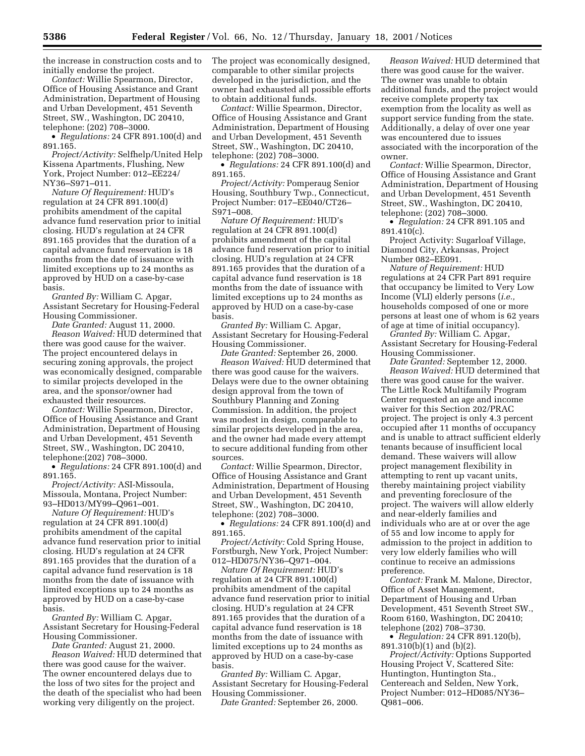the increase in construction costs and to initially endorse the project.

*Contact:* Willie Spearmon, Director, Office of Housing Assistance and Grant Administration, Department of Housing and Urban Development, 451 Seventh Street, SW., Washington, DC 20410, telephone: (202) 708–3000.

• *Regulations:* 24 CFR 891.100(d) and 891.165.

*Project/Activity:* Selfhelp/United Help Kissena Apartments, Flushing, New York, Project Number: 012–EE224/ NY36–S971–011.

*Nature Of Requirement:* HUD's regulation at 24 CFR 891.100(d) prohibits amendment of the capital advance fund reservation prior to initial closing. HUD's regulation at 24 CFR 891.165 provides that the duration of a capital advance fund reservation is 18 months from the date of issuance with limited exceptions up to 24 months as approved by HUD on a case-by-case basis.

*Granted By:* William C. Apgar, Assistant Secretary for Housing-Federal Housing Commissioner.

*Date Granted:* August 11, 2000.

*Reason Waived:* HUD determined that there was good cause for the waiver. The project encountered delays in securing zoning approvals, the project was economically designed, comparable to similar projects developed in the area, and the sponsor/owner had exhausted their resources.

*Contact:* Willie Spearmon, Director, Office of Housing Assistance and Grant Administration, Department of Housing and Urban Development, 451 Seventh Street, SW., Washington, DC 20410, telephone:(202) 708–3000.

• *Regulations:* 24 CFR 891.100(d) and 891.165.

*Project/Activity:* ASI-Missoula, Missoula, Montana, Project Number: 93–HD013/MY99–Q961–001.

*Nature Of Requirement:* HUD's regulation at 24 CFR 891.100(d) prohibits amendment of the capital advance fund reservation prior to initial closing. HUD's regulation at 24 CFR 891.165 provides that the duration of a capital advance fund reservation is 18 months from the date of issuance with limited exceptions up to 24 months as approved by HUD on a case-by-case basis.

*Granted By:* William C. Apgar, Assistant Secretary for Housing-Federal Housing Commissioner.

*Date Granted:* August 21, 2000.

*Reason Waived:* HUD determined that there was good cause for the waiver. The owner encountered delays due to the loss of two sites for the project and the death of the specialist who had been working very diligently on the project. The project was economically designed, comparable to other similar projects developed in the jurisdiction, and the owner had exhausted all possible efforts to obtain additional funds.

*Contact:* Willie Spearmon, Director, Office of Housing Assistance and Grant Administration, Department of Housing and Urban Development, 451 Seventh Street, SW., Washington, DC 20410, telephone: (202) 708–3000.

• *Regulations:* 24 CFR 891.100(d) and 891.165.

*Project/Activity:* Pomperaug Senior Housing, Southbury Twp., Connecticut, Project Number: 017–EE040/CT26–S971–008.

*Nature Of Requirement:* HUD's regulation at 24 CFR 891.100(d) prohibits amendment of the capital advance fund reservation prior to initial closing. HUD's regulation at 24 CFR 891.165 provides that the duration of a capital advance fund reservation is 18 months from the date of issuance with limited exceptions up to 24 months as approved by HUD on a case-by-case basis.

*Granted By:* William C. Apgar, Assistant Secretary for Housing-Federal Housing Commissioner.

*Date Granted:* September 26, 2000.

*Reason Waived:* HUD determined that there was good cause for the waivers. Delays were due to the owner obtaining design approval from the town of Southbury Planning and Zoning Commission. In addition, the project was modest in design, comparable to similar projects developed in the area, and the owner had made every attempt to secure additional funding from other sources.

*Contact:* Willie Spearmon, Director, Office of Housing Assistance and Grant Administration, Department of Housing and Urban Development, 451 Seventh Street, SW., Washington, DC 20410, telephone: (202) 708–3000.

• *Regulations:* 24 CFR 891.100(d) and 891.165.

*Project/Activity:* Cold Spring House, Forstburgh, New York, Project Number: 012–HD075/NY36–Q971–004.

*Nature Of Requirement:* HUD's regulation at 24 CFR 891.100(d) prohibits amendment of the capital advance fund reservation prior to initial closing. HUD's regulation at 24 CFR 891.165 provides that the duration of a capital advance fund reservation is 18 months from the date of issuance with limited exceptions up to 24 months as approved by HUD on a case-by-case basis.

*Granted By:* William C. Apgar, Assistant Secretary for Housing-Federal Housing Commissioner.

*Date Granted:* September 26, 2000.

*Reason Waived:* HUD determined that there was good cause for the waiver. The owner was unable to obtain additional funds, and the project would receive complete property tax exemption from the locality as well as support service funding from the state. Additionally, a delay of over one year was encountered due to issues associated with the incorporation of the owner.

*Contact:* Willie Spearmon, Director, Office of Housing Assistance and Grant Administration, Department of Housing and Urban Development, 451 Seventh Street, SW., Washington, DC 20410, telephone: (202) 708–3000.

• *Regulation:* 24 CFR 891.105 and 891.410(c).

Project Activity: Sugarloaf Village, Diamond City, Arkansas, Project Number 082–EE091.

*Nature of Requirement:* HUD regulations at 24 CFR Part 891 require that occupancy be limited to Very Low Income (VLI) elderly persons (*i.e.,* households composed of one or more persons at least one of whom is 62 years of age at time of initial occupancy).

*Granted By:* William C. Apgar, Assistant Secretary for Housing-Federal Housing Commissioner.

*Date Granted:* September 12, 2000.

*Reason Waived:* HUD determined that there was good cause for the waiver. The Little Rock Multifamily Program Center requested an age and income waiver for this Section 202/PRAC project. The project is only 4.3 percent occupied after 11 months of occupancy and is unable to attract sufficient elderly tenants because of insufficient local demand. These waivers will allow project management flexibility in attempting to rent up vacant units, thereby maintaining project viability and preventing foreclosure of the project. The waivers will allow elderly and near-elderly families and individuals who are at or over the age of 55 and low income to apply for admission to the project in addition to very low elderly families who will continue to receive an admissions preference.

*Contact:* Frank M. Malone, Director, Office of Asset Management, Department of Housing and Urban Development, 451 Seventh Street SW., Room 6160, Washington, DC 20410; telephone (202) 708–3730.

• *Regulation:* 24 CFR 891.120(b), 891.310(b)(1) and (b)(2).

*Project/Activity:* Options Supported Housing Project V, Scattered Site: Huntington, Huntington Sta., Centereach and Selden, New York, Project Number: 012–HD085/NY36–Q981–006.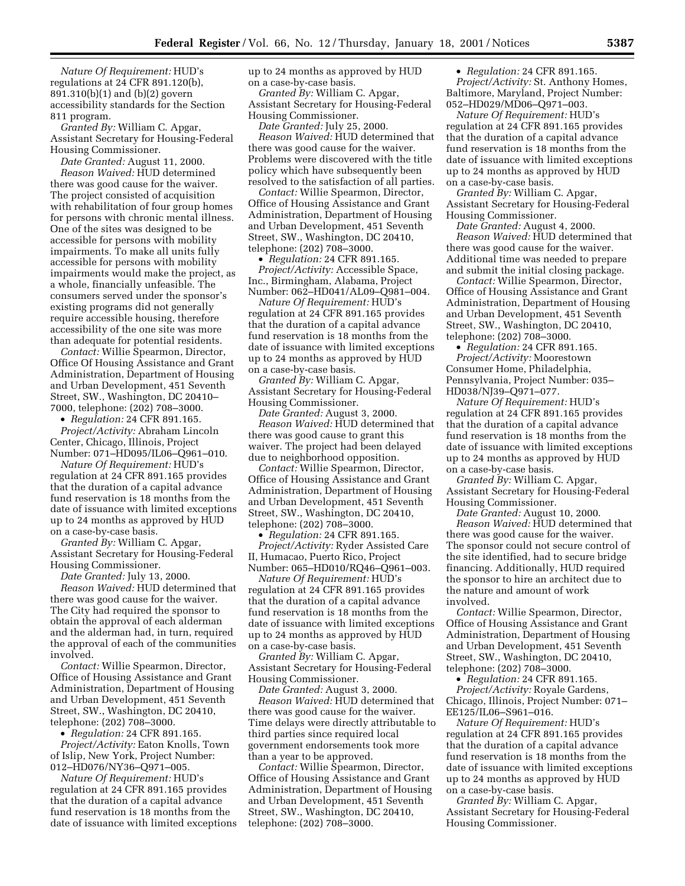*Nature Of Requirement:* HUD's regulations at 24 CFR 891.120(b), 891.310(b)(1) and (b)(2) govern accessibility standards for the Section 811 program.

*Granted By:* William C. Apgar, Assistant Secretary for Housing-Federal Housing Commissioner.

*Date Granted:* August 11, 2000.

*Reason Waived:* HUD determined there was good cause for the waiver. The project consisted of acquisition with rehabilitation of four group homes for persons with chronic mental illness. One of the sites was designed to be accessible for persons with mobility impairments. To make all units fully accessible for persons with mobility impairments would make the project, as a whole, financially unfeasible. The consumers served under the sponsor's existing programs did not generally require accessible housing, therefore accessibility of the one site was more than adequate for potential residents.

*Contact:* Willie Spearmon, Director, Office Of Housing Assistance and Grant Administration, Department of Housing and Urban Development, 451 Seventh Street, SW., Washington, DC 20410–7000, telephone: (202) 708–3000.

- *Regulation:* 24 CFR 891.165.

*Project/Activity:* Abraham Lincoln Center, Chicago, Illinois, Project Number: 071–HD095/IL06–Q961–010.

*Nature Of Requirement:* HUD's regulation at 24 CFR 891.165 provides that the duration of a capital advance fund reservation is 18 months from the date of issuance with limited exceptions up to 24 months as approved by HUD on a case-by-case basis.

*Granted By:* William C. Apgar, Assistant Secretary for Housing-Federal Housing Commissioner.

*Date Granted:* July 13, 2000.

*Reason Waived:* HUD determined that there was good cause for the waiver. The City had required the sponsor to obtain the approval of each alderman and the alderman had, in turn, required the approval of each of the communities involved.

*Contact:* Willie Spearmon, Director, Office of Housing Assistance and Grant Administration, Department of Housing and Urban Development, 451 Seventh Street, SW., Washington, DC 20410, telephone: (202) 708–3000.

- *Regulation:* 24 CFR 891.165.

*Project/Activity:* Eaton Knolls, Town of Islip, New York, Project Number: 012–HD076/NY36–Q971–005.

*Nature Of Requirement:* HUD's regulation at 24 CFR 891.165 provides that the duration of a capital advance fund reservation is 18 months from the date of issuance with limited exceptions up to 24 months as approved by HUD on a case-by-case basis.

*Granted By:* William C. Apgar, Assistant Secretary for Housing-Federal Housing Commissioner.

*Date Granted:* July 25, 2000.

*Reason Waived:* HUD determined that there was good cause for the waiver. Problems were discovered with the title policy which have subsequently been resolved to the satisfaction of all parties.

*Contact:* Willie Spearmon, Director, Office of Housing Assistance and Grant Administration, Department of Housing and Urban Development, 451 Seventh Street, SW., Washington, DC 20410, telephone: (202) 708–3000.

- *Regulation:* 24 CFR 891.165.

*Project/Activity:* Accessible Space, Inc., Birmingham, Alabama, Project Number: 062–HD041/AL09–Q981–004.

*Nature Of Requirement:* HUD's regulation at 24 CFR 891.165 provides that the duration of a capital advance fund reservation is 18 months from the date of issuance with limited exceptions up to 24 months as approved by HUD on a case-by-case basis.

*Granted By:* William C. Apgar, Assistant Secretary for Housing-Federal Housing Commissioner.

*Date Granted:* August 3, 2000.

*Reason Waived:* HUD determined that there was good cause to grant this waiver. The project had been delayed due to neighborhood opposition.

*Contact:* Willie Spearmon, Director, Office of Housing Assistance and Grant Administration, Department of Housing and Urban Development, 451 Seventh Street, SW., Washington, DC 20410, telephone: (202) 708–3000.

- *Regulation:* 24 CFR 891.165.

*Project/Activity:* Ryder Assisted Care II, Humacao, Puerto Rico, Project Number: 065–HD010/RQ46–Q961–003.

*Nature Of Requirement:* HUD's regulation at 24 CFR 891.165 provides that the duration of a capital advance fund reservation is 18 months from the date of issuance with limited exceptions up to 24 months as approved by HUD on a case-by-case basis.

*Granted By:* William C. Apgar, Assistant Secretary for Housing-Federal Housing Commissioner.

*Date Granted:* August 3, 2000.

*Reason Waived:* HUD determined that there was good cause for the waiver. Time delays were directly attributable to third parties since required local government endorsements took more than a year to be approved.

*Contact:* Willie Spearmon, Director, Office of Housing Assistance and Grant Administration, Department of Housing and Urban Development, 451 Seventh Street, SW., Washington, DC 20410, telephone: (202) 708–3000.

- *Regulation:* 24 CFR 891.165.

*Project/Activity:* St. Anthony Homes, Baltimore, Maryland, Project Number: 052–HD029/MD06–Q971–003.

*Nature Of Requirement:* HUD's regulation at 24 CFR 891.165 provides that the duration of a capital advance fund reservation is 18 months from the date of issuance with limited exceptions up to 24 months as approved by HUD on a case-by-case basis.

*Granted By:* William C. Apgar, Assistant Secretary for Housing-Federal Housing Commissioner.

*Date Granted:* August 4, 2000.

*Reason Waived:* HUD determined that there was good cause for the waiver. Additional time was needed to prepare and submit the initial closing package.

*Contact:* Willie Spearmon, Director, Office of Housing Assistance and Grant Administration, Department of Housing and Urban Development, 451 Seventh Street, SW., Washington, DC 20410, telephone: (202) 708–3000.

- *Regulation:* 24 CFR 891.165.

*Project/Activity:* Moorestown Consumer Home, Philadelphia, Pennsylvania, Project Number: 035–HD038/NJ39–Q971–077.

*Nature Of Requirement:* HUD's regulation at 24 CFR 891.165 provides that the duration of a capital advance fund reservation is 18 months from the date of issuance with limited exceptions up to 24 months as approved by HUD on a case-by-case basis.

*Granted By:* William C. Apgar, Assistant Secretary for Housing-Federal Housing Commissioner.

*Date Granted:* August 10, 2000.

*Reason Waived:* HUD determined that there was good cause for the waiver. The sponsor could not secure control of the site identified, had to secure bridge financing. Additionally, HUD required the sponsor to hire an architect due to the nature and amount of work involved.

*Contact:* Willie Spearmon, Director, Office of Housing Assistance and Grant Administration, Department of Housing and Urban Development, 451 Seventh Street, SW., Washington, DC 20410, telephone: (202) 708–3000.

- *Regulation:* 24 CFR 891.165.

*Project/Activity:* Royale Gardens, Chicago, Illinois, Project Number: 071–EE125/IL06–S961–016.

*Nature Of Requirement:* HUD's regulation at 24 CFR 891.165 provides that the duration of a capital advance fund reservation is 18 months from the date of issuance with limited exceptions up to 24 months as approved by HUD on a case-by-case basis.

*Granted By:* William C. Apgar, Assistant Secretary for Housing-Federal Housing Commissioner.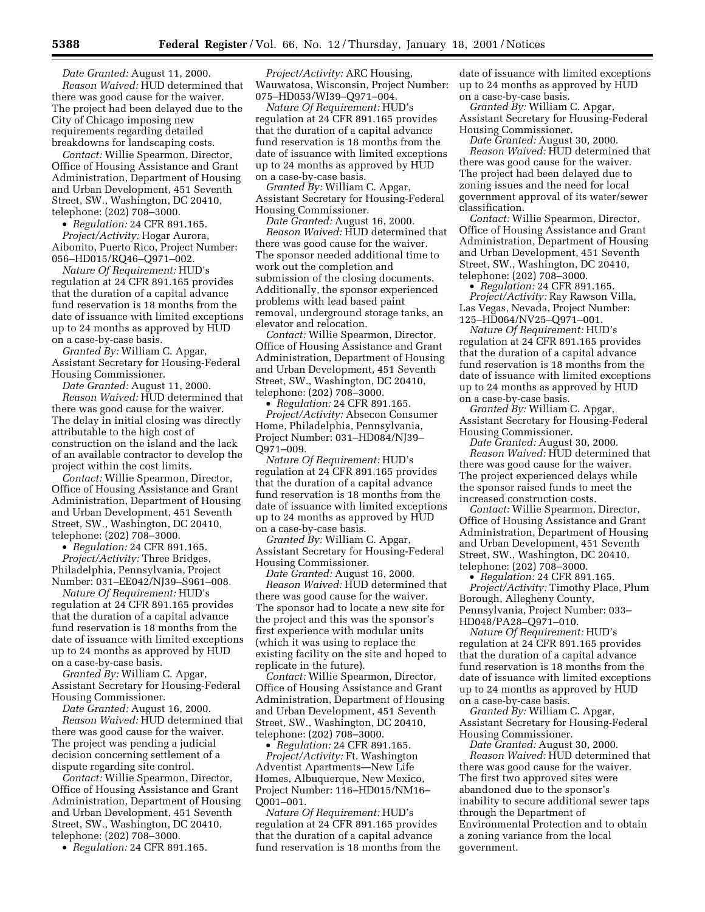*Date Granted:* August 11, 2000.

*Reason Waived:* HUD determined that there was good cause for the waiver. The project had been delayed due to the City of Chicago imposing new requirements regarding detailed breakdowns for landscaping costs.

*Contact:* Willie Spearmon, Director, Office of Housing Assistance and Grant Administration, Department of Housing and Urban Development, 451 Seventh Street, SW., Washington, DC 20410, telephone: (202) 708–3000.

• *Regulation:* 24 CFR 891.165.

*Project/Activity:* Hogar Aurora, Aibonito, Puerto Rico, Project Number: 056–HD015/RQ46–Q971–002.

*Nature Of Requirement:* HUD's regulation at 24 CFR 891.165 provides that the duration of a capital advance fund reservation is 18 months from the date of issuance with limited exceptions up to 24 months as approved by HUD on a case-by-case basis.

*Granted By:* William C. Apgar, Assistant Secretary for Housing-Federal Housing Commissioner.

*Date Granted:* August 11, 2000.

*Reason Waived:* HUD determined that there was good cause for the waiver. The delay in initial closing was directly attributable to the high cost of construction on the island and the lack of an available contractor to develop the project within the cost limits.

*Contact:* Willie Spearmon, Director, Office of Housing Assistance and Grant Administration, Department of Housing and Urban Development, 451 Seventh Street, SW., Washington, DC 20410, telephone: (202) 708–3000.

• *Regulation:* 24 CFR 891.165.

*Project/Activity:* Three Bridges, Philadelphia, Pennsylvania, Project Number: 031–EE042/NJ39–S961–008.

*Nature Of Requirement:* HUD's regulation at 24 CFR 891.165 provides that the duration of a capital advance fund reservation is 18 months from the date of issuance with limited exceptions up to 24 months as approved by HUD on a case-by-case basis.

*Granted By:* William C. Apgar, Assistant Secretary for Housing-Federal Housing Commissioner.

*Date Granted:* August 16, 2000.

*Reason Waived:* HUD determined that there was good cause for the waiver. The project was pending a judicial decision concerning settlement of a dispute regarding site control.

*Contact:* Willie Spearmon, Director, Office of Housing Assistance and Grant Administration, Department of Housing and Urban Development, 451 Seventh Street, SW., Washington, DC 20410, telephone: (202) 708–3000.

• *Regulation:* 24 CFR 891.165.

*Project/Activity:* ARC Housing, Wauwatosa, Wisconsin, Project Number: 075–HD053/WI39–Q971–004.

*Nature Of Requirement:* HUD's regulation at 24 CFR 891.165 provides that the duration of a capital advance fund reservation is 18 months from the date of issuance with limited exceptions up to 24 months as approved by HUD on a case-by-case basis.

*Granted By:* William C. Apgar, Assistant Secretary for Housing-Federal Housing Commissioner.

*Date Granted:* August 16, 2000.

*Reason Waived:* HUD determined that there was good cause for the waiver. The sponsor needed additional time to work out the completion and submission of the closing documents. Additionally, the sponsor experienced problems with lead based paint removal, underground storage tanks, an elevator and relocation.

*Contact:* Willie Spearmon, Director, Office of Housing Assistance and Grant Administration, Department of Housing and Urban Development, 451 Seventh Street, SW., Washington, DC 20410, telephone: (202) 708–3000.

• *Regulation:* 24 CFR 891.165.

*Project/Activity:* Absecon Consumer Home, Philadelphia, Pennsylvania, Project Number: 031–HD084/NJ39–Q971–009.

*Nature Of Requirement:* HUD's regulation at 24 CFR 891.165 provides that the duration of a capital advance fund reservation is 18 months from the date of issuance with limited exceptions up to 24 months as approved by HUD on a case-by-case basis.

*Granted By:* William C. Apgar, Assistant Secretary for Housing-Federal Housing Commissioner.

*Date Granted:* August 16, 2000.

*Reason Waived:* HUD determined that there was good cause for the waiver. The sponsor had to locate a new site for the project and this was the sponsor's first experience with modular units (which it was using to replace the existing facility on the site and hoped to replicate in the future).

*Contact:* Willie Spearmon, Director, Office of Housing Assistance and Grant Administration, Department of Housing and Urban Development, 451 Seventh Street, SW., Washington, DC 20410, telephone: (202) 708–3000.

• *Regulation:* 24 CFR 891.165.

*Project/Activity:* Ft. Washington Adventist Apartments—New Life Homes, Albuquerque, New Mexico, Project Number: 116–HD015/NM16–Q001–001.

*Nature Of Requirement:* HUD's regulation at 24 CFR 891.165 provides that the duration of a capital advance fund reservation is 18 months from the date of issuance with limited exceptions up to 24 months as approved by HUD on a case-by-case basis.

*Granted By:* William C. Apgar, Assistant Secretary for Housing-Federal Housing Commissioner.

*Date Granted:* August 30, 2000.

*Reason Waived:* HUD determined that there was good cause for the waiver. The project had been delayed due to zoning issues and the need for local government approval of its water/sewer classification.

*Contact:* Willie Spearmon, Director, Office of Housing Assistance and Grant Administration, Department of Housing and Urban Development, 451 Seventh Street, SW., Washington, DC 20410, telephone: (202) 708–3000.

• *Regulation:* 24 CFR 891.165.

*Project/Activity:* Ray Rawson Villa, Las Vegas, Nevada, Project Number: 125–HD064/NV25–Q971–001.

*Nature Of Requirement:* HUD's regulation at 24 CFR 891.165 provides that the duration of a capital advance fund reservation is 18 months from the date of issuance with limited exceptions up to 24 months as approved by HUD on a case-by-case basis.

*Granted By:* William C. Apgar, Assistant Secretary for Housing-Federal Housing Commissioner.

*Date Granted:* August 30, 2000.

*Reason Waived:* HUD determined that there was good cause for the waiver. The project experienced delays while the sponsor raised funds to meet the increased construction costs.

*Contact:* Willie Spearmon, Director, Office of Housing Assistance and Grant Administration, Department of Housing and Urban Development, 451 Seventh Street, SW., Washington, DC 20410, telephone: (202) 708–3000.

• *Regulation:* 24 CFR 891.165.

*Project/Activity:* Timothy Place, Plum Borough, Allegheny County, Pennsylvania, Project Number: 033–HD048/PA28–Q971–010.

*Nature Of Requirement:* HUD's regulation at 24 CFR 891.165 provides that the duration of a capital advance fund reservation is 18 months from the date of issuance with limited exceptions up to 24 months as approved by HUD on a case-by-case basis.

*Granted By:* William C. Apgar, Assistant Secretary for Housing-Federal Housing Commissioner.

*Date Granted:* August 30, 2000.

*Reason Waived:* HUD determined that there was good cause for the waiver. The first two approved sites were abandoned due to the sponsor's inability to secure additional sewer taps through the Department of Environmental Protection and to obtain a zoning variance from the local government.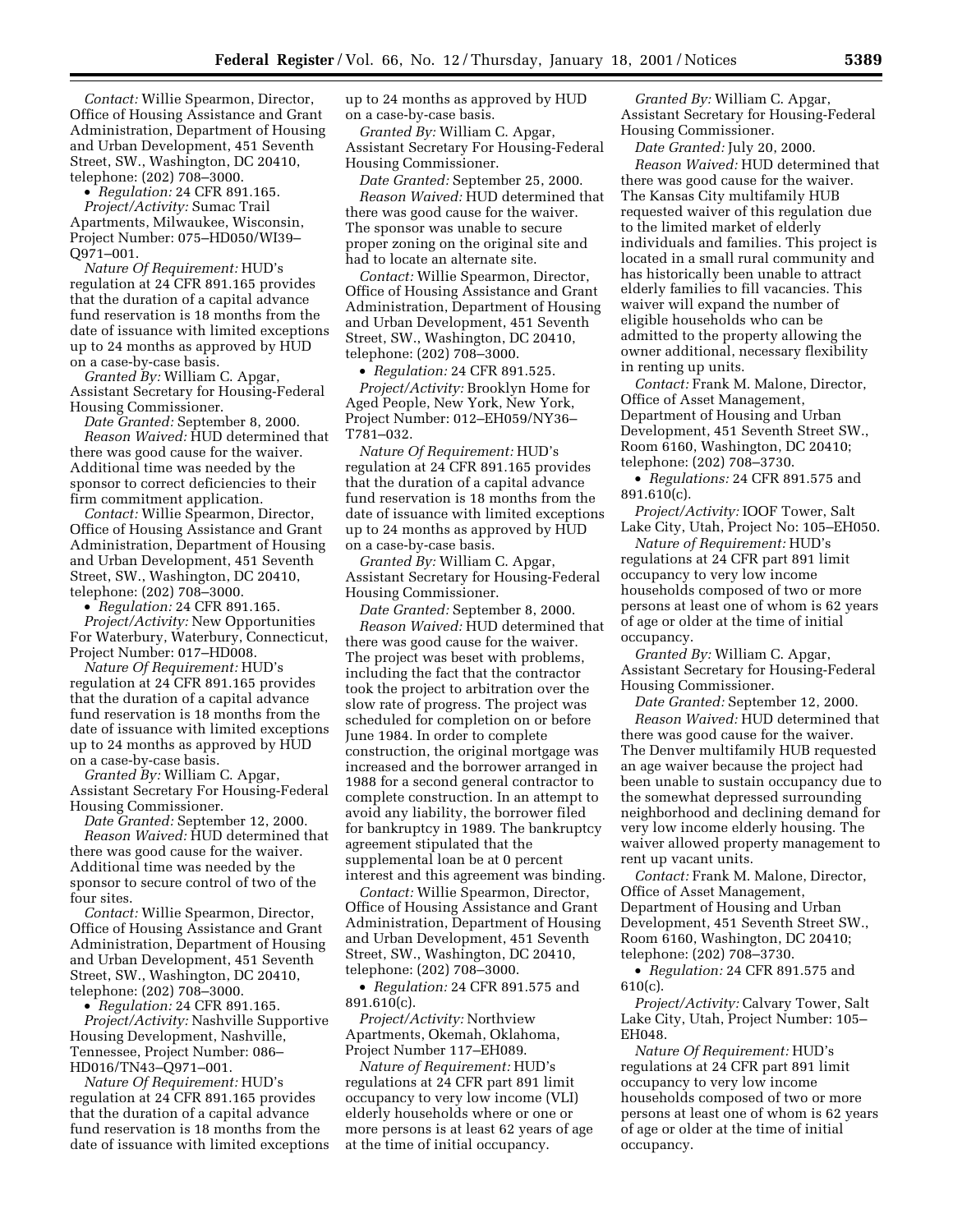*Contact:* Willie Spearmon, Director, Office of Housing Assistance and Grant Administration, Department of Housing and Urban Development, 451 Seventh Street, SW., Washington, DC 20410, telephone: (202) 708–3000.

• *Regulation:* 24 CFR 891.165.

*Project/Activity:* Sumac Trail Apartments, Milwaukee, Wisconsin, Project Number: 075–HD050/WI39–Q971–001.

*Nature Of Requirement:* HUD's regulation at 24 CFR 891.165 provides that the duration of a capital advance fund reservation is 18 months from the date of issuance with limited exceptions up to 24 months as approved by HUD on a case-by-case basis.

*Granted By:* William C. Apgar, Assistant Secretary for Housing-Federal Housing Commissioner.

*Date Granted:* September 8, 2000.

*Reason Waived:* HUD determined that there was good cause for the waiver. Additional time was needed by the sponsor to correct deficiencies to their firm commitment application.

*Contact:* Willie Spearmon, Director, Office of Housing Assistance and Grant Administration, Department of Housing and Urban Development, 451 Seventh Street, SW., Washington, DC 20410, telephone: (202) 708–3000.

• *Regulation:* 24 CFR 891.165.

*Project/Activity:* New Opportunities For Waterbury, Waterbury, Connecticut, Project Number: 017–HD008.

*Nature Of Requirement:* HUD's regulation at 24 CFR 891.165 provides that the duration of a capital advance fund reservation is 18 months from the date of issuance with limited exceptions up to 24 months as approved by HUD on a case-by-case basis.

*Granted By:* William C. Apgar, Assistant Secretary For Housing-Federal Housing Commissioner.

*Date Granted:* September 12, 2000.

*Reason Waived:* HUD determined that there was good cause for the waiver. Additional time was needed by the sponsor to secure control of two of the four sites.

*Contact:* Willie Spearmon, Director, Office of Housing Assistance and Grant Administration, Department of Housing and Urban Development, 451 Seventh Street, SW., Washington, DC 20410, telephone: (202) 708–3000.

• *Regulation:* 24 CFR 891.165.

*Project/Activity:* Nashville Supportive Housing Development, Nashville, Tennessee, Project Number: 086–HD016/TN43–Q971–001.

*Nature Of Requirement:* HUD's regulation at 24 CFR 891.165 provides that the duration of a capital advance fund reservation is 18 months from the date of issuance with limited exceptions up to 24 months as approved by HUD on a case-by-case basis.

*Granted By:* William C. Apgar, Assistant Secretary For Housing-Federal Housing Commissioner.

*Date Granted:* September 25, 2000.

*Reason Waived:* HUD determined that there was good cause for the waiver. The sponsor was unable to secure proper zoning on the original site and had to locate an alternate site.

*Contact:* Willie Spearmon, Director, Office of Housing Assistance and Grant Administration, Department of Housing and Urban Development, 451 Seventh Street, SW., Washington, DC 20410, telephone: (202) 708–3000.

• *Regulation:* 24 CFR 891.525.

*Project/Activity:* Brooklyn Home for Aged People, New York, New York, Project Number: 012–EH059/NY36–T781–032.

*Nature Of Requirement:* HUD's regulation at 24 CFR 891.165 provides that the duration of a capital advance fund reservation is 18 months from the date of issuance with limited exceptions up to 24 months as approved by HUD on a case-by-case basis.

*Granted By:* William C. Apgar, Assistant Secretary for Housing-Federal Housing Commissioner.

*Date Granted:* September 8, 2000.

*Reason Waived:* HUD determined that there was good cause for the waiver. The project was beset with problems, including the fact that the contractor took the project to arbitration over the slow rate of progress. The project was scheduled for completion on or before June 1984. In order to complete construction, the original mortgage was increased and the borrower arranged in 1988 for a second general contractor to complete construction. In an attempt to avoid any liability, the borrower filed for bankruptcy in 1989. The bankruptcy agreement stipulated that the supplemental loan be at 0 percent interest and this agreement was binding.

*Contact:* Willie Spearmon, Director, Office of Housing Assistance and Grant Administration, Department of Housing and Urban Development, 451 Seventh Street, SW., Washington, DC 20410, telephone: (202) 708–3000.

• *Regulation:* 24 CFR 891.575 and 891.610(c).

*Project/Activity:* Northview Apartments, Okemah, Oklahoma, Project Number 117–EH089.

*Nature of Requirement:* HUD's regulations at 24 CFR part 891 limit occupancy to very low income (VLI) elderly households where or one or more persons is at least 62 years of age at the time of initial occupancy.

*Granted By:* William C. Apgar, Assistant Secretary for Housing-Federal Housing Commissioner.

*Date Granted:* July 20, 2000.

*Reason Waived:* HUD determined that there was good cause for the waiver. The Kansas City multifamily HUB requested waiver of this regulation due to the limited market of elderly individuals and families. This project is located in a small rural community and has historically been unable to attract elderly families to fill vacancies. This waiver will expand the number of eligible households who can be admitted to the property allowing the owner additional, necessary flexibility in renting up units.

*Contact:* Frank M. Malone, Director, Office of Asset Management, Department of Housing and Urban Development, 451 Seventh Street SW., Room 6160, Washington, DC 20410; telephone: (202) 708–3730.

• *Regulations:* 24 CFR 891.575 and 891.610(c).

*Project/Activity:* IOOF Tower, Salt Lake City, Utah, Project No: 105–EH050.

*Nature of Requirement:* HUD's regulations at 24 CFR part 891 limit occupancy to very low income households composed of two or more persons at least one of whom is 62 years of age or older at the time of initial occupancy.

*Granted By:* William C. Apgar, Assistant Secretary for Housing-Federal Housing Commissioner.

*Date Granted:* September 12, 2000.

*Reason Waived:* HUD determined that there was good cause for the waiver. The Denver multifamily HUB requested an age waiver because the project had been unable to sustain occupancy due to the somewhat depressed surrounding neighborhood and declining demand for very low income elderly housing. The waiver allowed property management to rent up vacant units.

*Contact:* Frank M. Malone, Director, Office of Asset Management, Department of Housing and Urban Development, 451 Seventh Street SW., Room 6160, Washington, DC 20410; telephone: (202) 708–3730.

• *Regulation:* 24 CFR 891.575 and 610(c).

*Project/Activity:* Calvary Tower, Salt Lake City, Utah, Project Number: 105–EH048.

*Nature Of Requirement:* HUD's regulations at 24 CFR part 891 limit occupancy to very low income households composed of two or more persons at least one of whom is 62 years of age or older at the time of initial occupancy.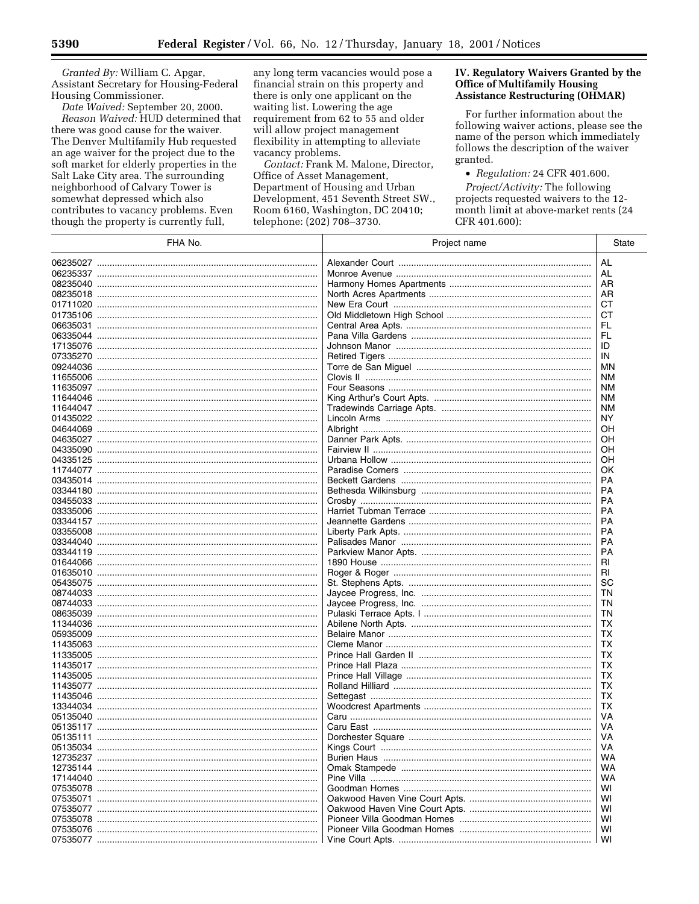*Granted By:* William C. Apgar, Assistant Secretary for Housing-Federal Housing Commissioner.

*Date Waived:* September 20, 2000.

*Reason Waived:* HUD determined that there was good cause for the waiver. The Denver Multifamily Hub requested an age waiver for the project due to the soft market for elderly properties in the Salt Lake City area. The surrounding neighborhood of Calvary Tower is somewhat depressed which also contributes to vacancy problems. Even though the property is currently full, any long term vacancies would pose a financial strain on this property and there is only one applicant on the waiting list. Lowering the age requirement from 62 to 55 and older will allow project management flexibility in attempting to alleviate vacancy problems.

*Contact:* Frank M. Malone, Director, Office of Asset Management, Department of Housing and Urban Development, 451 Seventh Street SW., Room 6160, Washington, DC 20410; telephone: (202) 708–3730.

## IV. Regulatory Waivers Granted by the Office of Multifamily Housing Assistance Restructuring (OHMAR)

For further information about the following waiver actions, please see the name of the person which immediately follows the description of the waiver granted.

- *Regulation:* 24 CFR 401.600.

*Project/Activity:* The following projects requested waivers to the 12-month limit at above-market rents (24 CFR 401.600):

| FHA No. | Project name | State |
|---|---|---|
| 06235027 | Alexander Court | AL |
| 06235337 | Monroe Avenue | AL |
| 08235040 | Harmony Homes Apartments | AR |
| 08235018 | North Acres Apartments | AR |
| 01711020 | New Era Court | CT |
| 01735106 | Old Middletown High School | CT |
| 06635031 | Central Area Apts. | FL |
| 06335044 | Pana Villa Gardens | FL |
| 17135076 | Johnson Manor | ID |
| 07335270 | Retired Tigers | IN |
| 09244036 | Torre de San Miguel | MN |
| 11655006 | Clovis II | NM |
| 11635097 | Four Seasons | NM |
| 11644046 | King Arthur's Court Apts. | NM |
| 11644047 | Tradewinds Carriage Apts. | NM |
| 01435022 | Lincoln Arms | NY |
| 04644069 | Albright | OH |
| 04635027 | Danner Park Apts. | OH |
| 04335090 | Fairview II | OH |
| 04335125 | Urbana Hollow | OH |
| 11744077 | Paradise Corners | OK |
| 03435014 | Beckett Gardens | PA |
| 03344180 | Bethesda Wilkinsburg | PA |
| 03455033 | Crosby | PA |
| 03335006 | Harriet Tubman Terrace | PA |
| 03344157 | Jeannette Gardens | PA |
| 03355008 | Liberty Park Apts. | PA |
| 03344040 | Palisades Manor | PA |
| 03344119 | Parkview Manor Apts. | PA |
| 01644066 | 1890 House | RI |
| 01635010 | Roger & Roger | RI |
| 05435075 | St. Stephens Apts. | SC |
| 08744033 | Jaycee Progress, Inc. | TN |
| 08744033 | Jaycee Progress, Inc. | TN |
| 08635039 | Pulaski Terrace Apts. I | TN |
| 11344036 | Abilene North Apts. | TX |
| 05935009 | Belaire Manor | TX |
| 11435063 | Cleme Manor | TX |
| 11335005 | Prince Hall Garden II | TX |
| 11435017 | Prince Hall Plaza | TX |
| 11435005 | Prince Hall Village | TX |
| 11435077 | Rolland Hilliard | TX |
| 11435046 | Settegast | TX |
| 13344034 | Woodcrest Apartments | TX |
| 05135040 | Caru | VA |
| 05135117 | Caru East | VA |
| 05135111 | Dorchester Square | VA |
| 05135034 | Kings Court | VA |
| 12735237 | Burien Haus | WA |
| 12735144 | Omak Stampede | WA |
| 17144040 | Pine Villa | WA |
| 07535078 | Goodman Homes | WI |
| 07535071 | Oakwood Haven Vine Court Apts. | WI |
| 07535077 | Oakwood Haven Vine Court Apts. | WI |
| 07535078 | Pioneer Villa Goodman Homes | WI |
| 07535076 | Pioneer Villa Goodman Homes | WI |
| 07535077 | Vine Court Apts. | WI |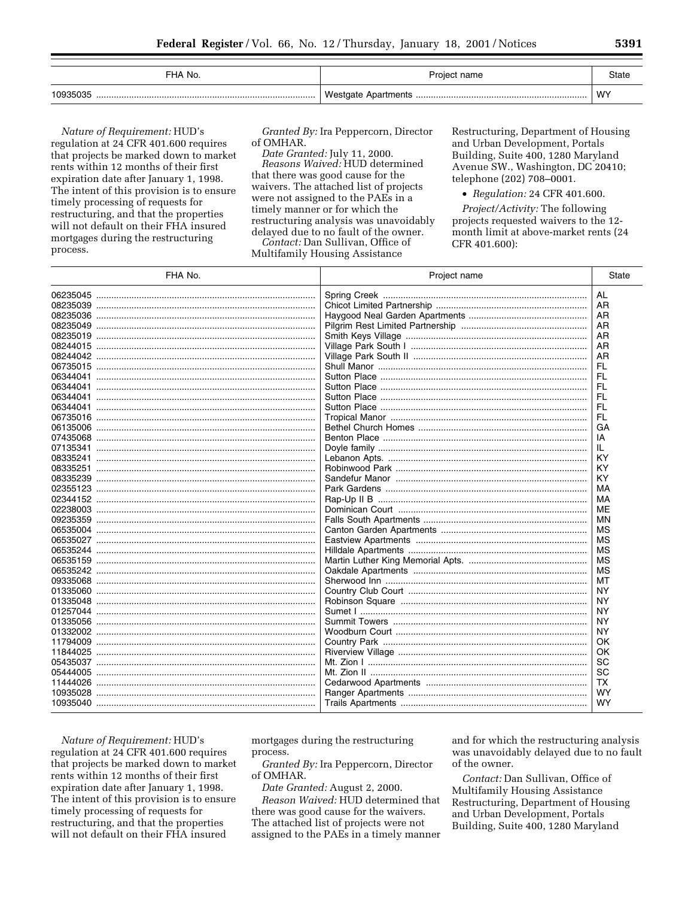| FHA No. | Project name | State |
| --- | --- | --- |
| 10935035 | Westgate Apartments | WY |

*Nature of Requirement:* HUD's regulation at 24 CFR 401.600 requires that projects be marked down to market rents within 12 months of their first expiration date after January 1, 1998. The intent of this provision is to ensure timely processing of requests for restructuring, and that the properties will not default on their FHA insured mortgages during the restructuring process.

*Granted By:* Ira Peppercorn, Director of OMHAR.

*Date Granted:* July 11, 2000.

*Reasons Waived:* HUD determined that there was good cause for the waivers. The attached list of projects were not assigned to the PAEs in a timely manner or for which the restructuring analysis was unavoidably delayed due to no fault of the owner.

*Contact:* Dan Sullivan, Office of Multifamily Housing Assistance Restructuring, Department of Housing and Urban Development, Portals Building, Suite 400, 1280 Maryland Avenue SW., Washington, DC 20410; telephone (202) 708–0001.

- *Regulation:* 24 CFR 401.600.

*Project/Activity:* The following projects requested waivers to the 12-month limit at above-market rents (24 CFR 401.600):

| FHA No. | Project name | State |
| --- | --- | --- |
| 06235045 | Spring Creek | AL |
| 08235039 | Chicot Limited Partnership | AR |
| 08235036 | Haygood Neal Garden Apartments | AR |
| 08235049 | Pilgrim Rest Limited Partnership | AR |
| 08235019 | Smith Keys Village | AR |
| 08244015 | Village Park South I | AR |
| 08244042 | Village Park South II | AR |
| 06735015 | Shull Manor | FL |
| 06344041 | Sutton Place | FL |
| 06344041 | Sutton Place | FL |
| 06344041 | Sutton Place | FL |
| 06344041 | Sutton Place | FL |
| 06735016 | Tropical Manor | FL |
| 06135006 | Bethel Church Homes | GA |
| 07435068 | Benton Place | IA |
| 07135341 | Doyle family | IL |
| 08335241 | Lebanon Apts. | KY |
| 08335251 | Robinwood Park | KY |
| 08335239 | Sandefur Manor | KY |
| 02355123 | Park Gardens | MA |
| 02344152 | Rap-Up II B | MA |
| 02238003 | Dominican Court | ME |
| 09235359 | Falls South Apartments | MN |
| 06535004 | Canton Garden Apartments | MS |
| 06535027 | Eastview Apartments | MS |
| 06535244 | Hilldale Apartments | MS |
| 06535159 | Martin Luther King Memorial Apts. | MS |
| 06535242 | Oakdale Apartments | MS |
| 09335068 | Sherwood Inn | MT |
| 01335060 | Country Club Court | NY |
| 01335048 | Robinson Square | NY |
| 01257044 | Sumet I | NY |
| 01335056 | Summit Towers | NY |
| 01332002 | Woodburn Court | NY |
| 11794009 | Country Park | OK |
| 11844025 | Riverview Village | OK |
| 05435037 | Mt. Zion I | SC |
| 05444005 | Mt. Zion II | SC |
| 11444026 | Cedarwood Apartments | TX |
| 10935028 | Ranger Apartments | WY |
| 10935040 | Trails Apartments | WY |

*Nature of Requirement:* HUD's regulation at 24 CFR 401.600 requires that projects be marked down to market rents within 12 months of their first expiration date after January 1, 1998. The intent of this provision is to ensure timely processing of requests for restructuring, and that the properties will not default on their FHA insured mortgages during the restructuring process.

*Granted By:* Ira Peppercorn, Director of OMHAR.

*Date Granted:* August 2, 2000.

*Reason Waived:* HUD determined that there was good cause for the waivers. The attached list of projects were not assigned to the PAEs in a timely manner and for which the restructuring analysis was unavoidably delayed due to no fault of the owner.

*Contact:* Dan Sullivan, Office of Multifamily Housing Assistance Restructuring, Department of Housing and Urban Development, Portals Building, Suite 400, 1280 Maryland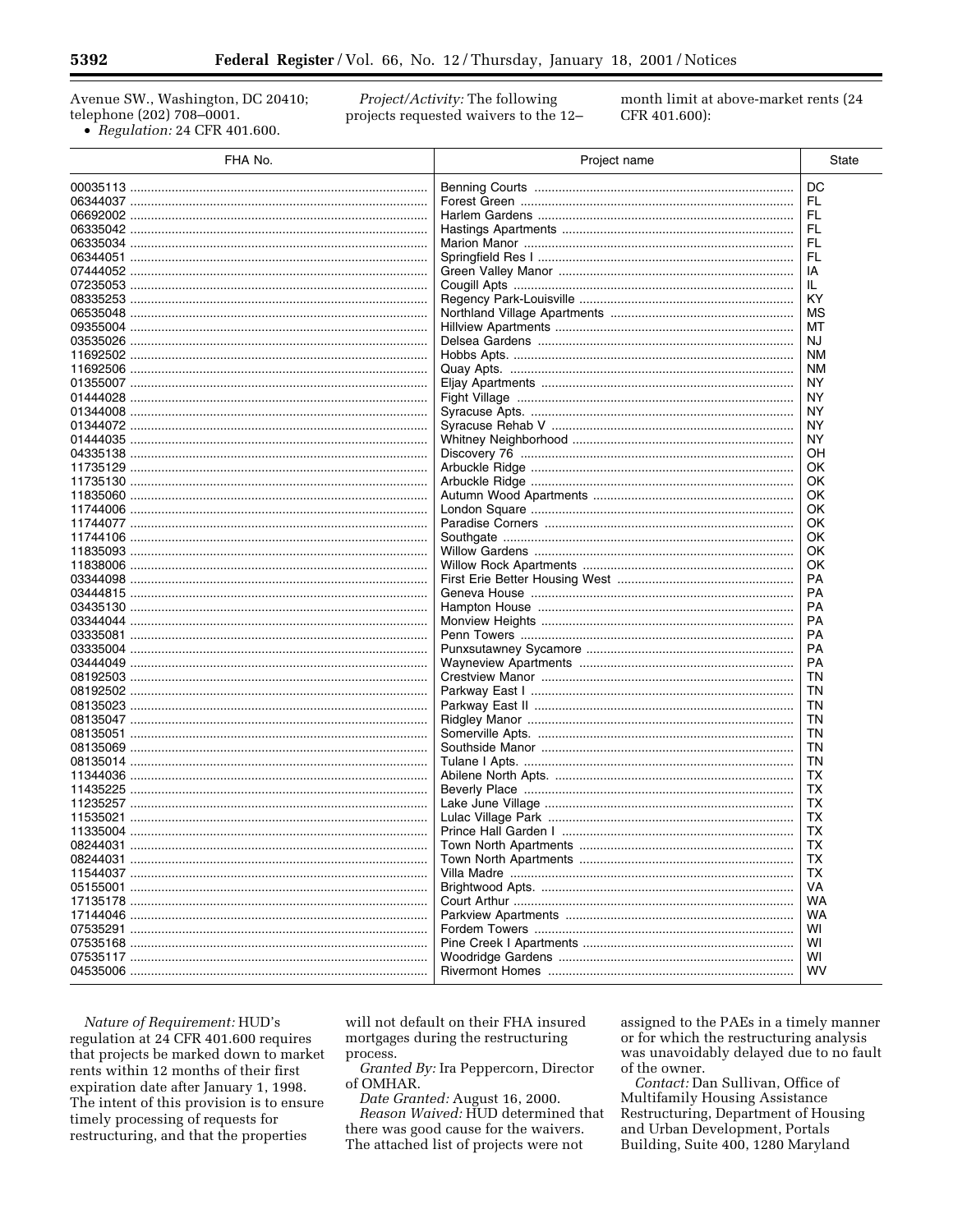Avenue SW., Washington, DC 20410; telephone (202) 708–0001.

- *Regulation:* 24 CFR 401.600.

*Project/Activity:* The following projects requested waivers to the 12–month limit at above-market rents (24 CFR 401.600):

| FHA No. | Project name | State |
|---|---|---|
| 00035113 | Benning Courts | DC |
| 06344037 | Forest Green | FL |
| 06692002 | Harlem Gardens | FL |
| 06335042 | Hastings Apartments | FL |
| 06335034 | Marion Manor | FL |
| 06344051 | Springfield Res I | FL |
| 07444052 | Green Valley Manor | IA |
| 07235053 | Cougill Apts | IL |
| 08335253 | Regency Park-Louisville | KY |
| 06535048 | Northland Village Apartments | MS |
| 09355004 | Hillview Apartments | MT |
| 03535026 | Delsea Gardens | NJ |
| 11692502 | Hobbs Apts. | NM |
| 11692506 | Quay Apts. | NM |
| 01355007 | Eljay Apartments | NY |
| 01444028 | Fight Village | NY |
| 01344008 | Syracuse Apts. | NY |
| 01344072 | Syracuse Rehab V | NY |
| 01444035 | Whitney Neighborhood | NY |
| 04335138 | Discovery 76 | OH |
| 11735129 | Arbuckle Ridge | OK |
| 11735130 | Arbuckle Ridge | OK |
| 11835060 | Autumn Wood Apartments | OK |
| 11744006 | London Square | OK |
| 11744077 | Paradise Corners | OK |
| 11744106 | Southgate | OK |
| 11835093 | Willow Gardens | OK |
| 11838006 | Willow Rock Apartments | OK |
| 03344098 | First Erie Better Housing West | PA |
| 03444815 | Geneva House | PA |
| 03435130 | Hampton House | PA |
| 03344044 | Monview Heights | PA |
| 03335081 | Penn Towers | PA |
| 03335004 | Punxsutawney Sycamore | PA |
| 03444049 | Wayneview Apartments | PA |
| 08192503 | Crestview Manor | TN |
| 08192502 | Parkway East I | TN |
| 08135023 | Parkway East II | TN |
| 08135047 | Ridgley Manor | TN |
| 08135051 | Somerville Apts. | TN |
| 08135069 | Southside Manor | TN |
| 08135014 | Tulane I Apts. | TN |
| 11344036 | Abilene North Apts. | TX |
| 11435225 | Beverly Place | TX |
| 11235257 | Lake June Village | TX |
| 11535021 | Lulac Village Park | TX |
| 11335004 | Prince Hall Garden I | TX |
| 08244031 | Town North Apartments | TX |
| 08244031 | Town North Apartments | TX |
| 11544037 | Villa Madre | TX |
| 05155001 | Brightwood Apts. | VA |
| 17135178 | Court Arthur | WA |
| 17144046 | Parkview Apartments | WA |
| 07535291 | Fordem Towers | WI |
| 07535168 | Pine Creek I Apartments | WI |
| 07535117 | Woodridge Gardens | WI |
| 04535006 | Rivermont Homes | WV |

*Nature of Requirement:* HUD's regulation at 24 CFR 401.600 requires that projects be marked down to market rents within 12 months of their first expiration date after January 1, 1998. The intent of this provision is to ensure timely processing of requests for restructuring, and that the properties will not default on their FHA insured mortgages during the restructuring process.

*Granted By:* Ira Peppercorn, Director of OMHAR.

*Date Granted:* August 16, 2000.

*Reason Waived:* HUD determined that there was good cause for the waivers. The attached list of projects were not assigned to the PAEs in a timely manner or for which the restructuring analysis was unavoidably delayed due to no fault of the owner.

*Contact:* Dan Sullivan, Office of Multifamily Housing Assistance Restructuring, Department of Housing and Urban Development, Portals Building, Suite 400, 1280 Maryland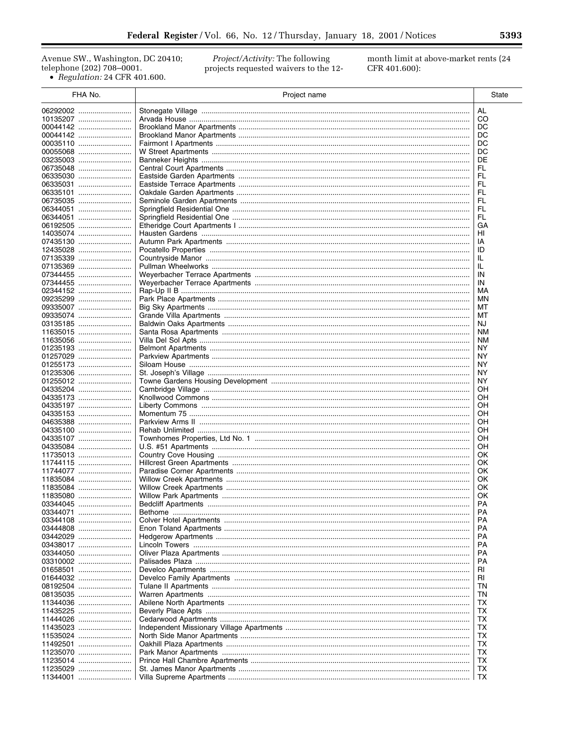Avenue SW., Washington, DC 20410; telephone (202) 708–0001.

- *Regulation:* 24 CFR 401.600.

*Project/Activity:* The following projects requested waivers to the 12-month limit at above-market rents (24 CFR 401.600):

| FHA No. | Project name | State |
|---|---|---|
| 06292002 | Stonegate Village | AL |
| 10135207 | Arvada House | CO |
| 00044142 | Brookland Manor Apartments | DC |
| 00044142 | Brookland Manor Apartments | DC |
| 00035110 | Fairmont I Apartments | DC |
| 00055068 | W Street Apartments | DC |
| 03235003 | Banneker Heights | DE |
| 06735048 | Central Court Apartments | FL |
| 06335030 | Eastside Garden Apartments | FL |
| 06335031 | Eastside Terrace Apartments | FL |
| 06335101 | Oakdale Garden Apartments | FL |
| 06735035 | Seminole Garden Apartments | FL |
| 06344051 | Springfield Residential One | FL |
| 06344051 | Springfield Residential One | FL |
| 06192505 | Etheridge Court Apartments I | GA |
| 14035074 | Hausten Gardens | HI |
| 07435130 | Autumn Park Apartments | IA |
| 12435028 | Pocatello Properties | ID |
| 07135339 | Countryside Manor | IL |
| 07135369 | Pullman Wheelworks | IL |
| 07344455 | Weyerbacher Terrace Apartments | IN |
| 07344455 | Weyerbacher Terrace Apartments | IN |
| 02344152 | Rap-Up II B | MA |
| 09235299 | Park Place Apartments | MN |
| 09335007 | Big Sky Apartments | MT |
| 09335074 | Grande Villa Apartments | MT |
| 03135185 | Baldwin Oaks Apartments | NJ |
| 11635015 | Santa Rosa Apartments | NM |
| 11635056 | Villa Del Sol Apts | NM |
| 01235193 | Belmont Apartments | NY |
| 01257029 | Parkview Apartments | NY |
| 01255173 | Siloam House | NY |
| 01235306 | St. Joseph's Village | NY |
| 01255012 | Towne Gardens Housing Development | NY |
| 04335204 | Cambridge Village | OH |
| 04335173 | Knollwood Commons | OH |
| 04335197 | Liberty Commons | OH |
| 04335153 | Momentum 75 | OH |
| 04635388 | Parkview Arms II | OH |
| 04335100 | Rehab Unlimited | OH |
| 04335107 | Townhomes Properties, Ltd No. 1 | OH |
| 04335084 | U.S. #51 Apartments | OH |
| 11735013 | Country Cove Housing | OK |
| 11744115 | Hillcrest Green Apartments | OK |
| 11744077 | Paradise Corner Apartments | OK |
| 11835084 | Willow Creek Apartments | OK |
| 11835084 | Willow Creek Apartments | OK |
| 11835080 | Willow Park Apartments | OK |
| 03344045 | Bedcliff Apartments | PA |
| 03344071 | Bethome | PA |
| 03344108 | Colver Hotel Apartments | PA |
| 03444808 | Enon Toland Apartments | PA |
| 03442029 | Hedgerow Apartments | PA |
| 03438017 | Lincoln Towers | PA |
| 03344050 | Oliver Plaza Apartments | PA |
| 03310002 | Palisades Plaza | PA |
| 01658501 | Develco Apartments | RI |
| 01644032 | Develco Family Apartments | RI |
| 08192504 | Tulane II Apartments | TN |
| 08135035 | Warren Apartments | TN |
| 11344036 | Abilene North Apartments | TX |
| 11435225 | Beverly Place Apts | TX |
| 11444026 | Cedarwood Apartments | TX |
| 11435023 | Independent Missionary Village Apartments | TX |
| 11535024 | North Side Manor Apartments | TX |
| 11492501 | Oakhill Plaza Apartments | TX |
| 11235070 | Park Manor Apartments | TX |
| 11235014 | Prince Hall Chambre Apartments | TX |
| 11235029 | St. James Manor Apartments | TX |
| 11344001 | Villa Supreme Apartments | TX |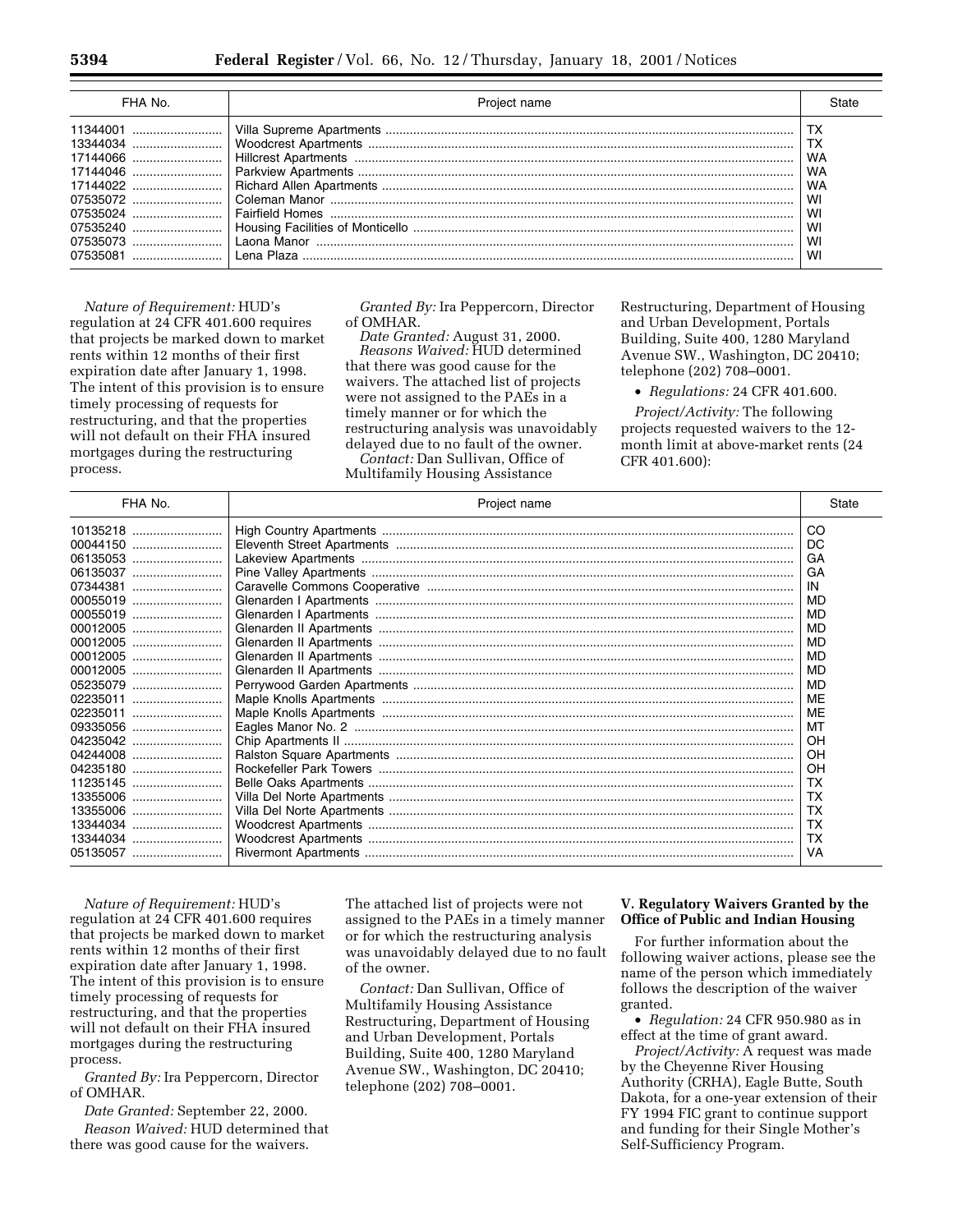| FHA No. | Project name | State |
|---|---|---|
| 11344001 | Villa Supreme Apartments | TX |
| 13344034 | Woodcrest Apartments | TX |
| 17144066 | Hillcrest Apartments | WA |
| 17144046 | Parkview Apartments | WA |
| 17144022 | Richard Allen Apartments | WA |
| 07535072 | Coleman Manor | WI |
| 07535024 | Fairfield Homes | WI |
| 07535240 | Housing Facilities of Monticello | WI |
| 07535073 | Laona Manor | WI |
| 07535081 | Lena Plaza | WI |

*Nature of Requirement:* HUD's regulation at 24 CFR 401.600 requires that projects be marked down to market rents within 12 months of their first expiration date after January 1, 1998. The intent of this provision is to ensure timely processing of requests for restructuring, and that the properties will not default on their FHA insured mortgages during the restructuring process.

*Granted By:* Ira Peppercorn, Director of OMHAR.

*Date Granted:* August 31, 2000.

*Reasons Waived:* HUD determined that there was good cause for the waivers. The attached list of projects were not assigned to the PAEs in a timely manner or for which the restructuring analysis was unavoidably delayed due to no fault of the owner.

*Contact:* Dan Sullivan, Office of Multifamily Housing Assistance Restructuring, Department of Housing and Urban Development, Portals Building, Suite 400, 1280 Maryland Avenue SW., Washington, DC 20410; telephone (202) 708–0001.

- *Regulations:* 24 CFR 401.600.

*Project/Activity:* The following projects requested waivers to the 12-month limit at above-market rents (24 CFR 401.600):

| FHA No. | Project name | State |
|---|---|---|
| 10135218 | High Country Apartments | CO |
| 00044150 | Eleventh Street Apartments | DC |
| 06135053 | Lakeview Apartments | GA |
| 06135037 | Pine Valley Apartments | GA |
| 07344381 | Caravelle Commons Cooperative | IN |
| 00055019 | Glenarden I Apartments | MD |
| 00055019 | Glenarden I Apartments | MD |
| 00012005 | Glenarden II Apartments | MD |
| 00012005 | Glenarden II Apartments | MD |
| 00012005 | Glenarden II Apartments | MD |
| 00012005 | Glenarden II Apartments | MD |
| 05235079 | Perrywood Garden Apartments | MD |
| 02235011 | Maple Knolls Apartments | ME |
| 02235011 | Maple Knolls Apartments | ME |
| 09335056 | Eagles Manor No. 2 | MT |
| 04235042 | Chip Apartments II | OH |
| 04244008 | Ralston Square Apartments | OH |
| 04235180 | Rockefeller Park Towers | OH |
| 11235145 | Belle Oaks Apartments | TX |
| 13355006 | Villa Del Norte Apartments | TX |
| 13355006 | Villa Del Norte Apartments | TX |
| 13344034 | Woodcrest Apartments | TX |
| 13344034 | Woodcrest Apartments | TX |
| 05135057 | Rivermont Apartments | VA |

*Nature of Requirement:* HUD's regulation at 24 CFR 401.600 requires that projects be marked down to market rents within 12 months of their first expiration date after January 1, 1998. The intent of this provision is to ensure timely processing of requests for restructuring, and that the properties will not default on their FHA insured mortgages during the restructuring process.

*Granted By:* Ira Peppercorn, Director of OMHAR.

*Date Granted:* September 22, 2000.

*Reason Waived:* HUD determined that there was good cause for the waivers. The attached list of projects were not assigned to the PAEs in a timely manner or for which the restructuring analysis was unavoidably delayed due to no fault of the owner.

*Contact:* Dan Sullivan, Office of Multifamily Housing Assistance Restructuring, Department of Housing and Urban Development, Portals Building, Suite 400, 1280 Maryland Avenue SW., Washington, DC 20410; telephone (202) 708–0001.

## V. Regulatory Waivers Granted by the Office of Public and Indian Housing

For further information about the following waiver actions, please see the name of the person which immediately follows the description of the waiver granted.

- *Regulation:* 24 CFR 950.980 as in effect at the time of grant award.

*Project/Activity:* A request was made by the Cheyenne River Housing Authority (CRHA), Eagle Butte, South Dakota, for a one-year extension of their FY 1994 FIC grant to continue support and funding for their Single Mother's Self-Sufficiency Program.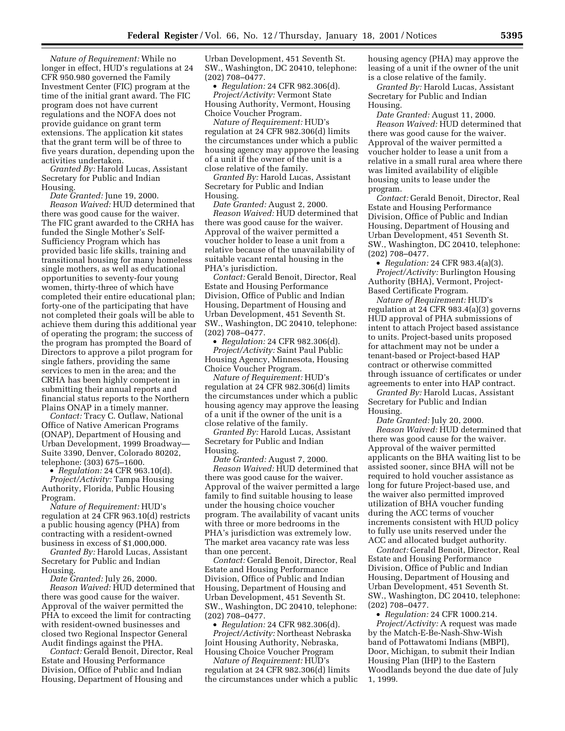*Nature of Requirement:* While no longer in effect, HUD's regulations at 24 CFR 950.980 governed the Family Investment Center (FIC) program at the time of the initial grant award. The FIC program does not have current regulations and the NOFA does not provide guidance on grant term extensions. The application kit states that the grant term will be of three to five years duration, depending upon the activities undertaken.

*Granted By:* Harold Lucas, Assistant Secretary for Public and Indian Housing.

*Date Granted:* June 19, 2000.

*Reason Waived:* HUD determined that there was good cause for the waiver. The FIC grant awarded to the CRHA has funded the Single Mother's Self-Sufficiency Program which has provided basic life skills, training and transitional housing for many homeless single mothers, as well as educational opportunities to seventy-four young women, thirty-three of which have completed their entire educational plan; forty-one of the participating that have not completed their goals will be able to achieve them during this additional year of operating the program; the success of the program has prompted the Board of Directors to approve a pilot program for single fathers, providing the same services to men in the area; and the CRHA has been highly competent in submitting their annual reports and financial status reports to the Northern Plains ONAP in a timely manner.

*Contact:* Tracy C. Outlaw, National Office of Native American Programs (ONAP), Department of Housing and Urban Development, 1999 Broadway—Suite 3390, Denver, Colorado 80202, telephone: (303) 675–1600.

• *Regulation:* 24 CFR 963.10(d).

*Project/Activity:* Tampa Housing Authority, Florida, Public Housing Program.

*Nature of Requirement:* HUD's regulation at 24 CFR 963.10(d) restricts a public housing agency (PHA) from contracting with a resident-owned business in excess of $1,000,000.

*Granted By:* Harold Lucas, Assistant Secretary for Public and Indian Housing.

*Date Granted:* July 26, 2000.

*Reason Waived:* HUD determined that there was good cause for the waiver. Approval of the waiver permitted the PHA to exceed the limit for contracting with resident-owned businesses and closed two Regional Inspector General Audit findings against the PHA.

*Contact:* Gerald Benoit, Director, Real Estate and Housing Performance Division, Office of Public and Indian Housing, Department of Housing and Urban Development, 451 Seventh St. SW., Washington, DC 20410, telephone: (202) 708–0477.

• *Regulation:* 24 CFR 982.306(d).

*Project/Activity:* Vermont State Housing Authority, Vermont, Housing Choice Voucher Program.

*Nature of Requirement:* HUD's regulation at 24 CFR 982.306(d) limits the circumstances under which a public housing agency may approve the leasing of a unit if the owner of the unit is a close relative of the family.

*Granted By:* Harold Lucas, Assistant Secretary for Public and Indian Housing.

*Date Granted:* August 2, 2000.

*Reason Waived:* HUD determined that there was good cause for the waiver. Approval of the waiver permitted a voucher holder to lease a unit from a relative because of the unavailability of suitable vacant rental housing in the PHA's jurisdiction.

*Contact:* Gerald Benoit, Director, Real Estate and Housing Performance Division, Office of Public and Indian Housing, Department of Housing and Urban Development, 451 Seventh St. SW., Washington, DC 20410, telephone: (202) 708–0477.

• *Regulation:* 24 CFR 982.306(d).

*Project/Activity:* Saint Paul Public Housing Agency, Minnesota, Housing Choice Voucher Program.

*Nature of Requirement:* HUD's regulation at 24 CFR 982.306(d) limits the circumstances under which a public housing agency may approve the leasing of a unit if the owner of the unit is a close relative of the family.

*Granted By:* Harold Lucas, Assistant Secretary for Public and Indian Housing.

*Date Granted:* August 7, 2000.

*Reason Waived:* HUD determined that there was good cause for the waiver. Approval of the waiver permitted a large family to find suitable housing to lease under the housing choice voucher program. The availability of vacant units with three or more bedrooms in the PHA's jurisdiction was extremely low. The market area vacancy rate was less than one percent.

*Contact:* Gerald Benoit, Director, Real Estate and Housing Performance Division, Office of Public and Indian Housing, Department of Housing and Urban Development, 451 Seventh St. SW., Washington, DC 20410, telephone: (202) 708–0477.

• *Regulation:* 24 CFR 982.306(d).

*Project/Activity:* Northeast Nebraska Joint Housing Authority, Nebraska, Housing Choice Voucher Program

*Nature of Requirement:* HUD's regulation at 24 CFR 982.306(d) limits the circumstances under which a public housing agency (PHA) may approve the leasing of a unit if the owner of the unit is a close relative of the family.

*Granted By:* Harold Lucas, Assistant Secretary for Public and Indian Housing.

*Date Granted:* August 11, 2000.

*Reason Waived:* HUD determined that there was good cause for the waiver. Approval of the waiver permitted a voucher holder to lease a unit from a relative in a small rural area where there was limited availability of eligible housing units to lease under the program.

*Contact:* Gerald Benoit, Director, Real Estate and Housing Performance Division, Office of Public and Indian Housing, Department of Housing and Urban Development, 451 Seventh St. SW., Washington, DC 20410, telephone: (202) 708–0477.

• *Regulation:* 24 CFR 983.4(a)(3).

*Project/Activity:* Burlington Housing Authority (BHA), Vermont, Project-Based Certificate Program.

*Nature of Requirement:* HUD's regulation at 24 CFR 983.4(a)(3) governs HUD approval of PHA submissions of intent to attach Project based assistance to units. Project-based units proposed for attachment may not be under a tenant-based or Project-based HAP contract or otherwise committed through issuance of certificates or under agreements to enter into HAP contract.

*Granted By:* Harold Lucas, Assistant Secretary for Public and Indian Housing.

*Date Granted:* July 20, 2000.

*Reason Waived:* HUD determined that there was good cause for the waiver. Approval of the waiver permitted applicants on the BHA waiting list to be assisted sooner, since BHA will not be required to hold voucher assistance as long for future Project-based use, and the waiver also permitted improved utilization of BHA voucher funding during the ACC terms of voucher increments consistent with HUD policy to fully use units reserved under the ACC and allocated budget authority.

*Contact:* Gerald Benoit, Director, Real Estate and Housing Performance Division, Office of Public and Indian Housing, Department of Housing and Urban Development, 451 Seventh St. SW., Washington, DC 20410, telephone: (202) 708–0477.

• *Regulation:* 24 CFR 1000.214.

*Project/Activity:* A request was made by the Match-E-Be-Nash-Shw-Wish band of Pottawatomi Indians (MBPI), Door, Michigan, to submit their Indian Housing Plan (IHP) to the Eastern Woodlands beyond the due date of July 1, 1999.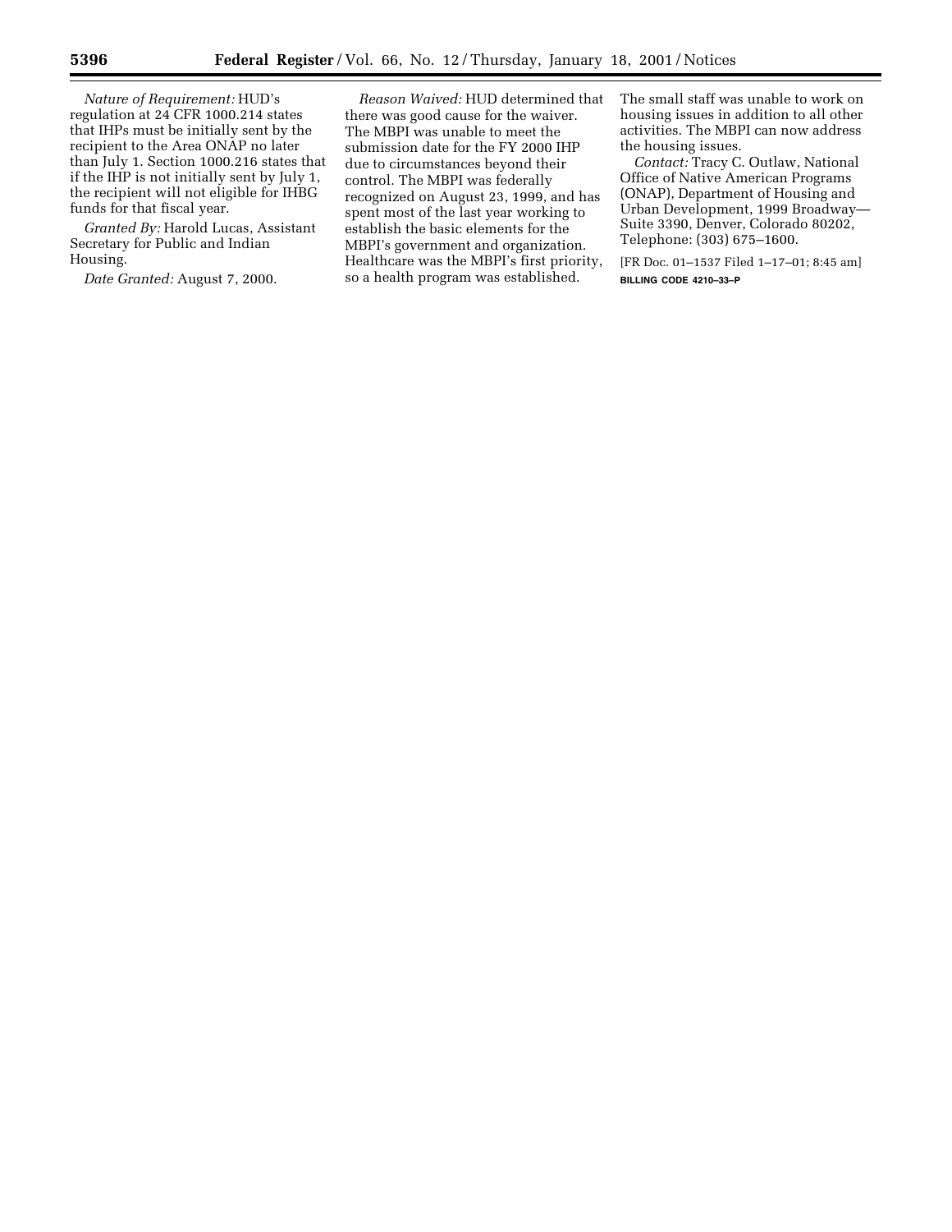*Nature of Requirement:* HUD's regulation at 24 CFR 1000.214 states that IHPs must be initially sent by the recipient to the Area ONAP no later than July 1. Section 1000.216 states that if the IHP is not initially sent by July 1, the recipient will not eligible for IHBG funds for that fiscal year.

*Granted By:* Harold Lucas, Assistant Secretary for Public and Indian Housing.

*Date Granted:* August 7, 2000.

*Reason Waived:* HUD determined that there was good cause for the waiver. The MBPI was unable to meet the submission date for the FY 2000 IHP due to circumstances beyond their control. The MBPI was federally recognized on August 23, 1999, and has spent most of the last year working to establish the basic elements for the MBPI's government and organization. Healthcare was the MBPI's first priority, so a health program was established. The small staff was unable to work on housing issues in addition to all other activities. The MBPI can now address the housing issues.

*Contact:* Tracy C. Outlaw, National Office of Native American Programs (ONAP), Department of Housing and Urban Development, 1999 Broadway—Suite 3390, Denver, Colorado 80202, Telephone: (303) 675–1600.

[FR Doc. 01–1537 Filed 1–17–01; 8:45 am]

**BILLING CODE 4210–33–P**